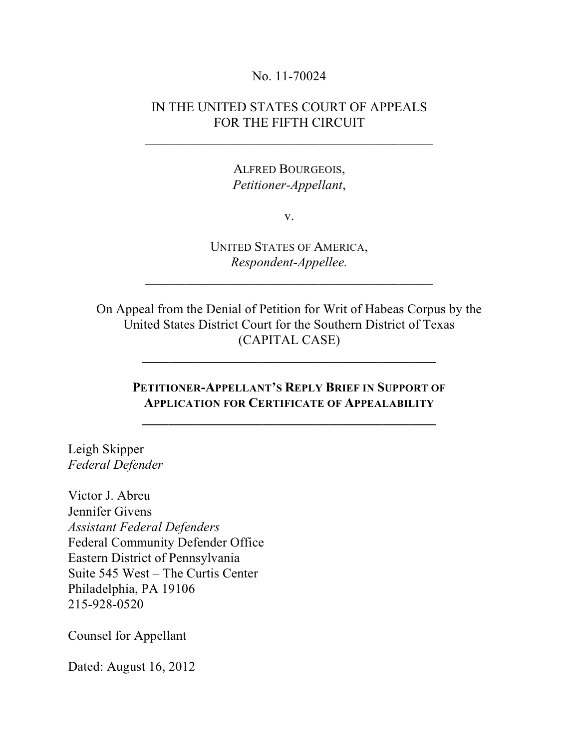No. 11-70024

IN THE UNITED STATES COURT OF APPEALS
FOR THE FIFTH CIRCUIT

---

ALFRED BOURGEOIS,
*Petitioner-Appellant*,

v.

UNITED STATES OF AMERICA,
*Respondent-Appellee.*

---

On Appeal from the Denial of Petition for Writ of Habeas Corpus by the United States District Court for the Southern District of Texas
(CAPITAL CASE)

---

**PETITIONER-APPELLANT'S REPLY BRIEF IN SUPPORT OF APPLICATION FOR CERTIFICATE OF APPEALABILITY**

---

Leigh Skipper
*Federal Defender*

Victor J. Abreu
Jennifer Givens
*Assistant Federal Defenders*
Federal Community Defender Office
Eastern District of Pennsylvania
Suite 545 West – The Curtis Center
Philadelphia, PA 19106
215-928-0520

Counsel for Appellant

Dated: August 16, 2012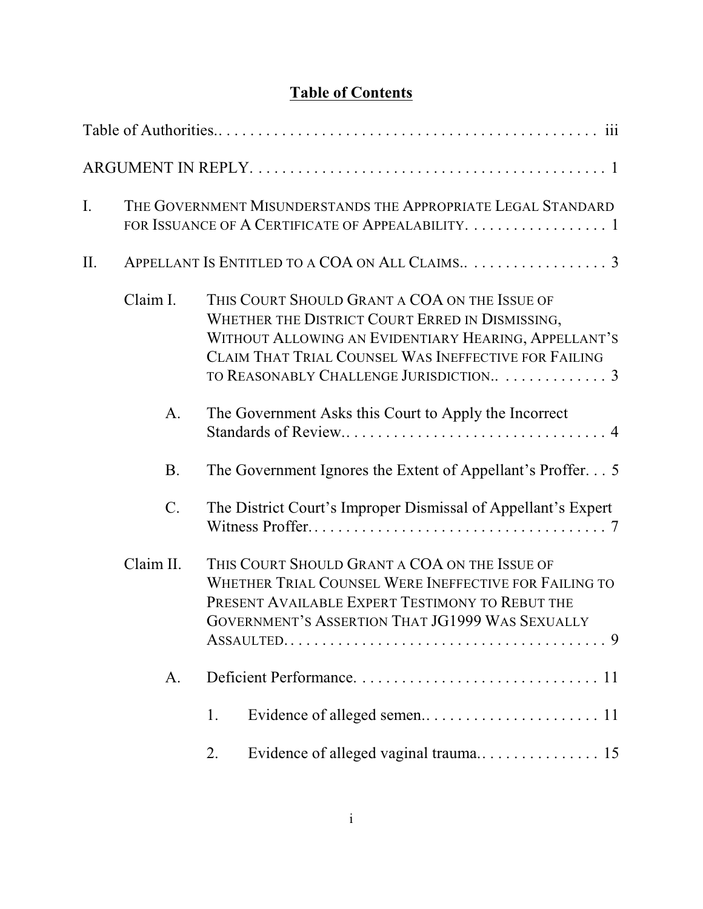# Table of Contents

Table of Authorities.. . . . . . . . . . . . . . . . . . . . . . . . . . . . . . . . . . . . . . . . . . . . . . . iii

ARGUMENT IN REPLY. . . . . . . . . . . . . . . . . . . . . . . . . . . . . . . . . . . . . . . . . . . . . . . 1

I. THE GOVERNMENT MISUNDERSTANDS THE APPROPRIATE LEGAL STANDARD FOR ISSUANCE OF A CERTIFICATE OF APPEALABILITY. . . . . . . . . . . . . . . . . . 1

II. APPELLANT IS ENTITLED TO A COA ON ALL CLAIMS.. . . . . . . . . . . . . . . . . . 3

Claim I. THIS COURT SHOULD GRANT A COA ON THE ISSUE OF WHETHER THE DISTRICT COURT ERRED IN DISMISSING, WITHOUT ALLOWING AN EVIDENTIARY HEARING, APPELLANT'S CLAIM THAT TRIAL COUNSEL WAS INEFFECTIVE FOR FAILING TO REASONABLY CHALLENGE JURISDICTION.. . . . . . . . . . . . . . 3

A. The Government Asks this Court to Apply the Incorrect Standards of Review.. . . . . . . . . . . . . . . . . . . . . . . . . . . . . . . . . 4

B. The Government Ignores the Extent of Appellant's Proffer. . . 5

C. The District Court's Improper Dismissal of Appellant's Expert Witness Proffer. . . . . . . . . . . . . . . . . . . . . . . . . . . . . . . . . . . . . 7

Claim II. THIS COURT SHOULD GRANT A COA ON THE ISSUE OF WHETHER TRIAL COUNSEL WERE INEFFECTIVE FOR FAILING TO PRESENT AVAILABLE EXPERT TESTIMONY TO REBUT THE GOVERNMENT'S ASSERTION THAT JG1999 WAS SEXUALLY ASSAULTED. . . . . . . . . . . . . . . . . . . . . . . . . . . . . . . . . . . . . . . . . 9

A. Deficient Performance. . . . . . . . . . . . . . . . . . . . . . . . . . . . . . . 11

1. Evidence of alleged semen.. . . . . . . . . . . . . . . . . . . . . . 11

2. Evidence of alleged vaginal trauma.. . . . . . . . . . . . . . . 15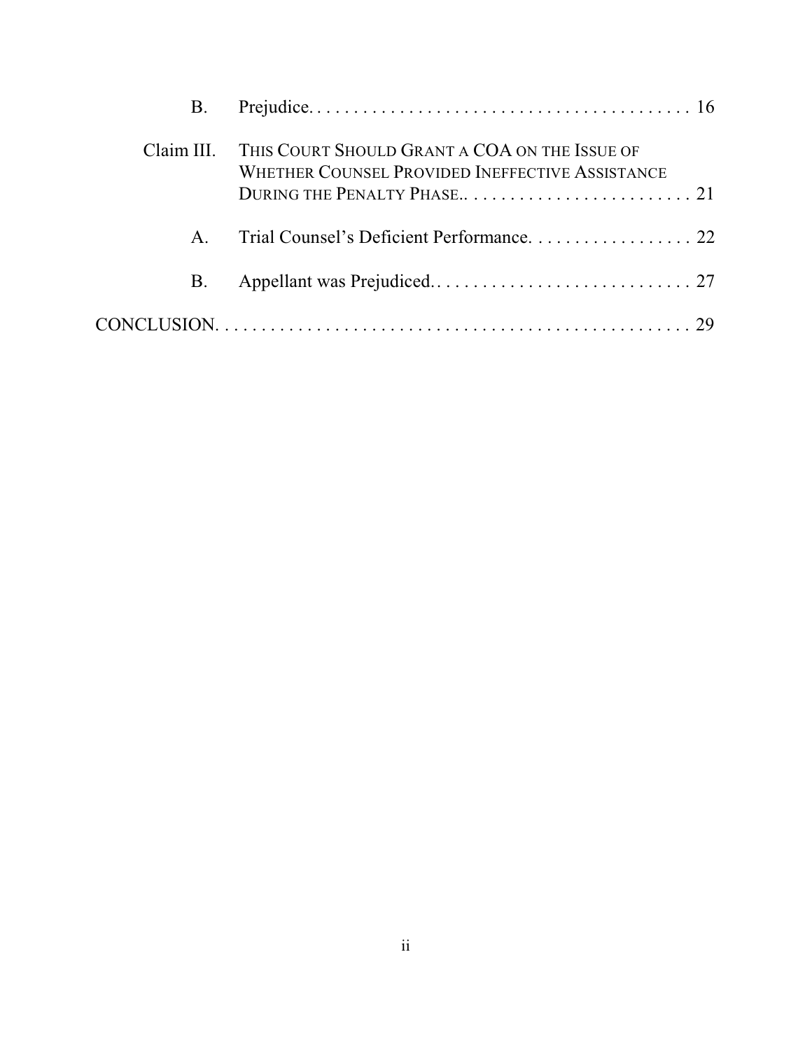| | | |
|---|---|---|
| B. | Prejudice. | 16 |
| Claim III. | THIS COURT SHOULD GRANT A COA ON THE ISSUE OF WHETHER COUNSEL PROVIDED INEFFECTIVE ASSISTANCE DURING THE PENALTY PHASE.. | 21 |
| A. | Trial Counsel's Deficient Performance. | 22 |
| B. | Appellant was Prejudiced.. | 27 |
| CONCLUSION. | | 29 |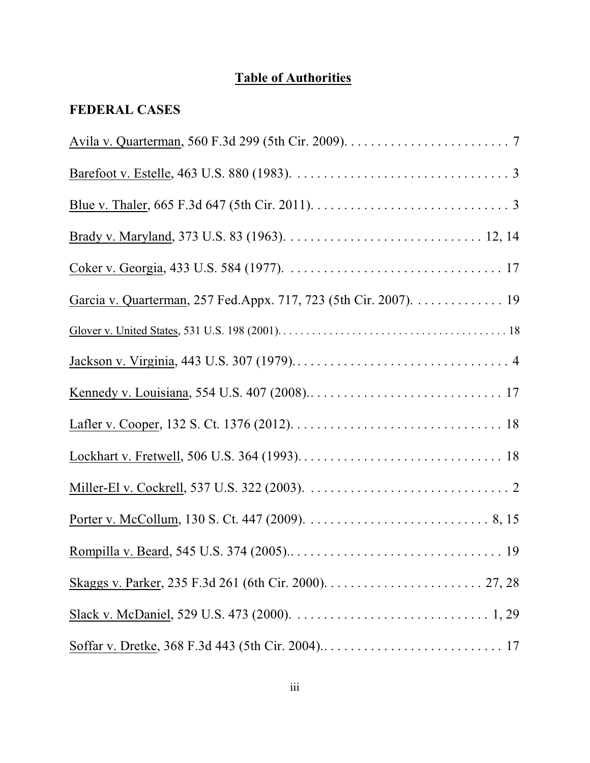# **Table of Authorities**

## **FEDERAL CASES**

Avila v. Quarterman, 560 F.3d 299 (5th Cir. 2009). . . . . . . . . . . . . . . . . . . . . . . . . 7

Barefoot v. Estelle, 463 U.S. 880 (1983). . . . . . . . . . . . . . . . . . . . . . . . . . . . . . . . . 3

Blue v. Thaler, 665 F.3d 647 (5th Cir. 2011). . . . . . . . . . . . . . . . . . . . . . . . . . . . . . 3

Brady v. Maryland, 373 U.S. 83 (1963). . . . . . . . . . . . . . . . . . . . . . . . . . . . . . 12, 14

Coker v. Georgia, 433 U.S. 584 (1977). . . . . . . . . . . . . . . . . . . . . . . . . . . . . . . . . 17

Garcia v. Quarterman, 257 Fed.Appx. 717, 723 (5th Cir. 2007). . . . . . . . . . . . . . 19

Glover v. United States, 531 U.S. 198 (2001). . . . . . . . . . . . . . . . . . . . . . . . . . . . . . . . . . . . . . . . 18

Jackson v. Virginia, 443 U.S. 307 (1979). . . . . . . . . . . . . . . . . . . . . . . . . . . . . . . . . 4

Kennedy v. Louisiana, 554 U.S. 407 (2008). . . . . . . . . . . . . . . . . . . . . . . . . . . . . . 17

Lafler v. Cooper, 132 S. Ct. 1376 (2012). . . . . . . . . . . . . . . . . . . . . . . . . . . . . . . . 18

Lockhart v. Fretwell, 506 U.S. 364 (1993). . . . . . . . . . . . . . . . . . . . . . . . . . . . . . . 18

Miller-El v. Cockrell, 537 U.S. 322 (2003). . . . . . . . . . . . . . . . . . . . . . . . . . . . . . . 2

Porter v. McCollum, 130 S. Ct. 447 (2009). . . . . . . . . . . . . . . . . . . . . . . . . . . . 8, 15

Rompilla v. Beard, 545 U.S. 374 (2005). . . . . . . . . . . . . . . . . . . . . . . . . . . . . . . . 19

Skaggs v. Parker, 235 F.3d 261 (6th Cir. 2000). . . . . . . . . . . . . . . . . . . . . . . . 27, 28

Slack v. McDaniel, 529 U.S. 473 (2000). . . . . . . . . . . . . . . . . . . . . . . . . . . . . . 1, 29

Soffar v. Dretke, 368 F.3d 443 (5th Cir. 2004). . . . . . . . . . . . . . . . . . . . . . . . . . . 17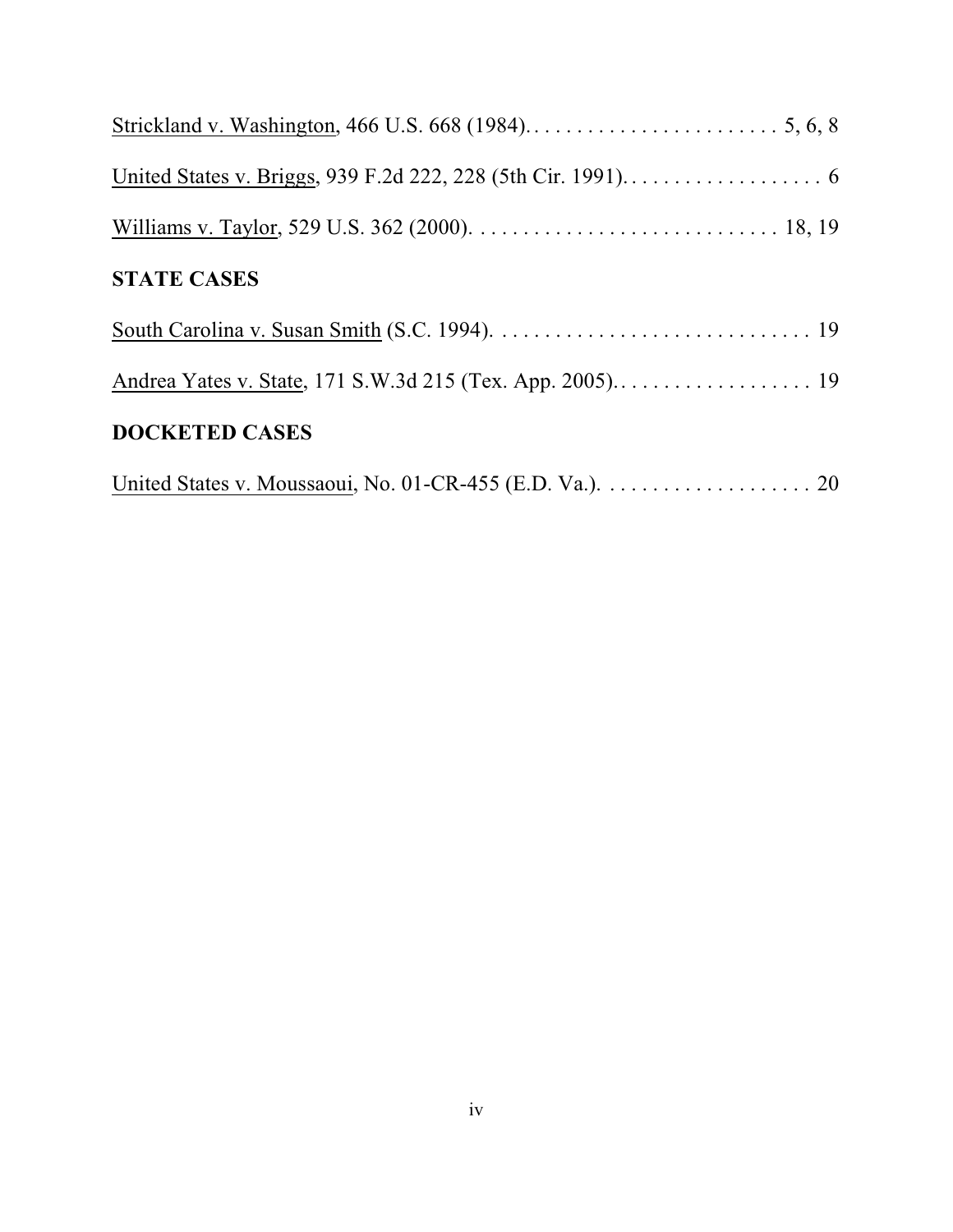Strickland v. Washington, 466 U.S. 668 (1984). . . . . . . . . . . . . . . . . . . . . . . . 5, 6, 8

United States v. Briggs, 939 F.2d 222, 228 (5th Cir. 1991). . . . . . . . . . . . . . . . . . . 6

Williams v. Taylor, 529 U.S. 362 (2000). . . . . . . . . . . . . . . . . . . . . . . . . . . . . 18, 19

**STATE CASES**

South Carolina v. Susan Smith (S.C. 1994). . . . . . . . . . . . . . . . . . . . . . . . . . . . . . 19

Andrea Yates v. State, 171 S.W.3d 215 (Tex. App. 2005). . . . . . . . . . . . . . . . . . . 19

**DOCKETED CASES**

United States v. Moussaoui, No. 01-CR-455 (E.D. Va.). . . . . . . . . . . . . . . . . . . . 20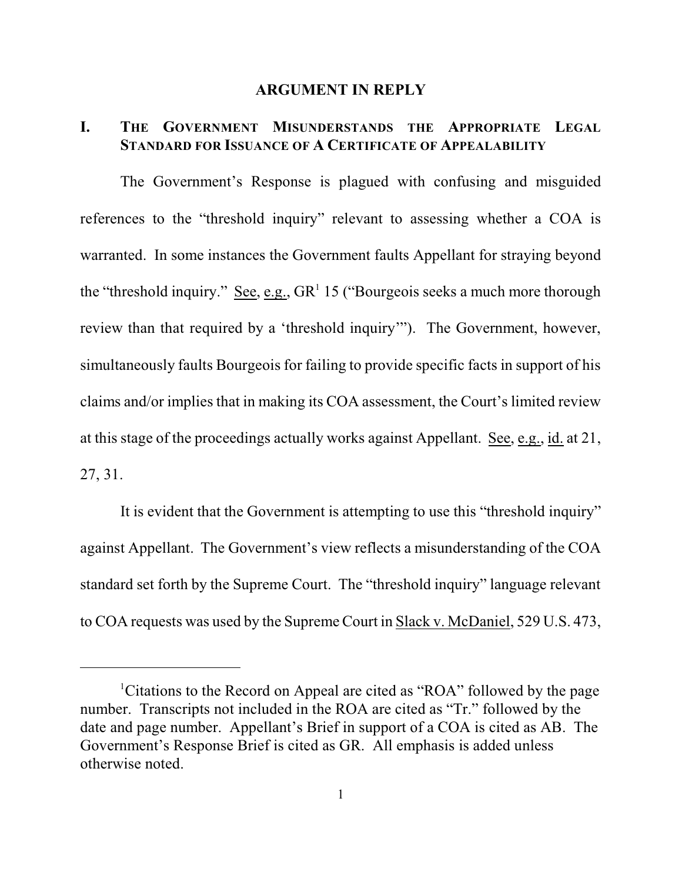## ARGUMENT IN REPLY

### I. THE GOVERNMENT MISUNDERSTANDS THE APPROPRIATE LEGAL STANDARD FOR ISSUANCE OF A CERTIFICATE OF APPEALABILITY

The Government's Response is plagued with confusing and misguided references to the "threshold inquiry" relevant to assessing whether a COA is warranted. In some instances the Government faults Appellant for straying beyond the "threshold inquiry." See, e.g., GR[1] 15 ("Bourgeois seeks a much more thorough review than that required by a 'threshold inquiry'"). The Government, however, simultaneously faults Bourgeois for failing to provide specific facts in support of his claims and/or implies that in making its COA assessment, the Court's limited review at this stage of the proceedings actually works against Appellant. See, e.g., id. at 21, 27, 31.

It is evident that the Government is attempting to use this "threshold inquiry" against Appellant. The Government's view reflects a misunderstanding of the COA standard set forth by the Supreme Court. The "threshold inquiry" language relevant to COA requests was used by the Supreme Court in Slack v. McDaniel, 529 U.S. 473,

---

[1] Citations to the Record on Appeal are cited as "ROA" followed by the page number. Transcripts not included in the ROA are cited as "Tr." followed by the date and page number. Appellant's Brief in support of a COA is cited as AB. The Government's Response Brief is cited as GR. All emphasis is added unless otherwise noted.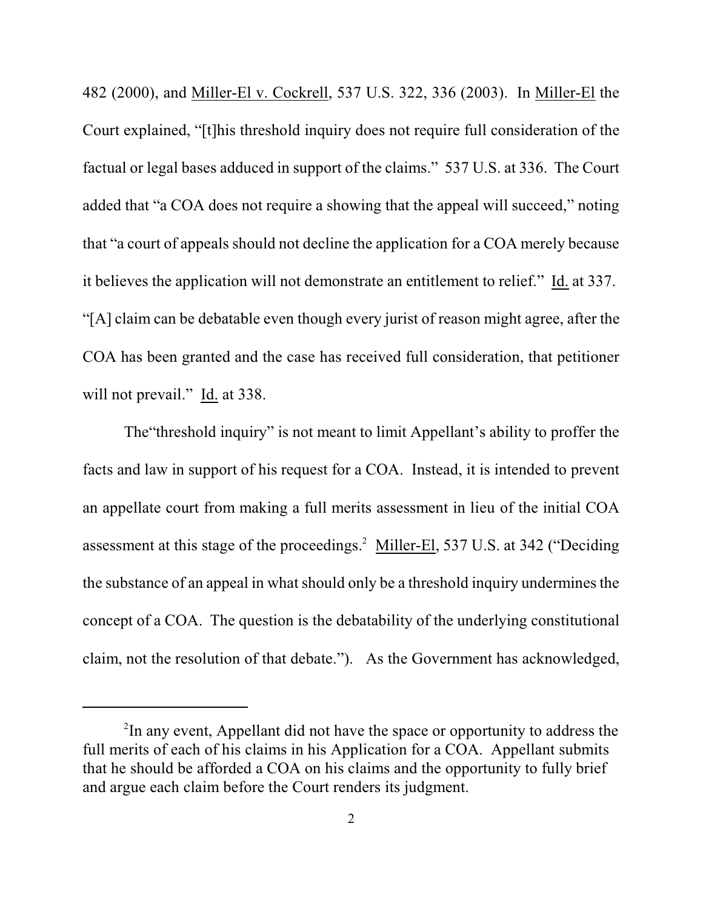482 (2000), and Miller-El v. Cockrell, 537 U.S. 322, 336 (2003). In Miller-El the Court explained, "[t]his threshold inquiry does not require full consideration of the factual or legal bases adduced in support of the claims." 537 U.S. at 336. The Court added that "a COA does not require a showing that the appeal will succeed," noting that "a court of appeals should not decline the application for a COA merely because it believes the application will not demonstrate an entitlement to relief." Id. at 337. "[A] claim can be debatable even though every jurist of reason might agree, after the COA has been granted and the case has received full consideration, that petitioner will not prevail." Id. at 338.

The"threshold inquiry" is not meant to limit Appellant's ability to proffer the facts and law in support of his request for a COA. Instead, it is intended to prevent an appellate court from making a full merits assessment in lieu of the initial COA assessment at this stage of the proceedings.[2] Miller-El, 537 U.S. at 342 ("Deciding the substance of an appeal in what should only be a threshold inquiry undermines the concept of a COA. The question is the debatability of the underlying constitutional claim, not the resolution of that debate."). As the Government has acknowledged,

---

[2]In any event, Appellant did not have the space or opportunity to address the full merits of each of his claims in his Application for a COA. Appellant submits that he should be afforded a COA on his claims and the opportunity to fully brief and argue each claim before the Court renders its judgment.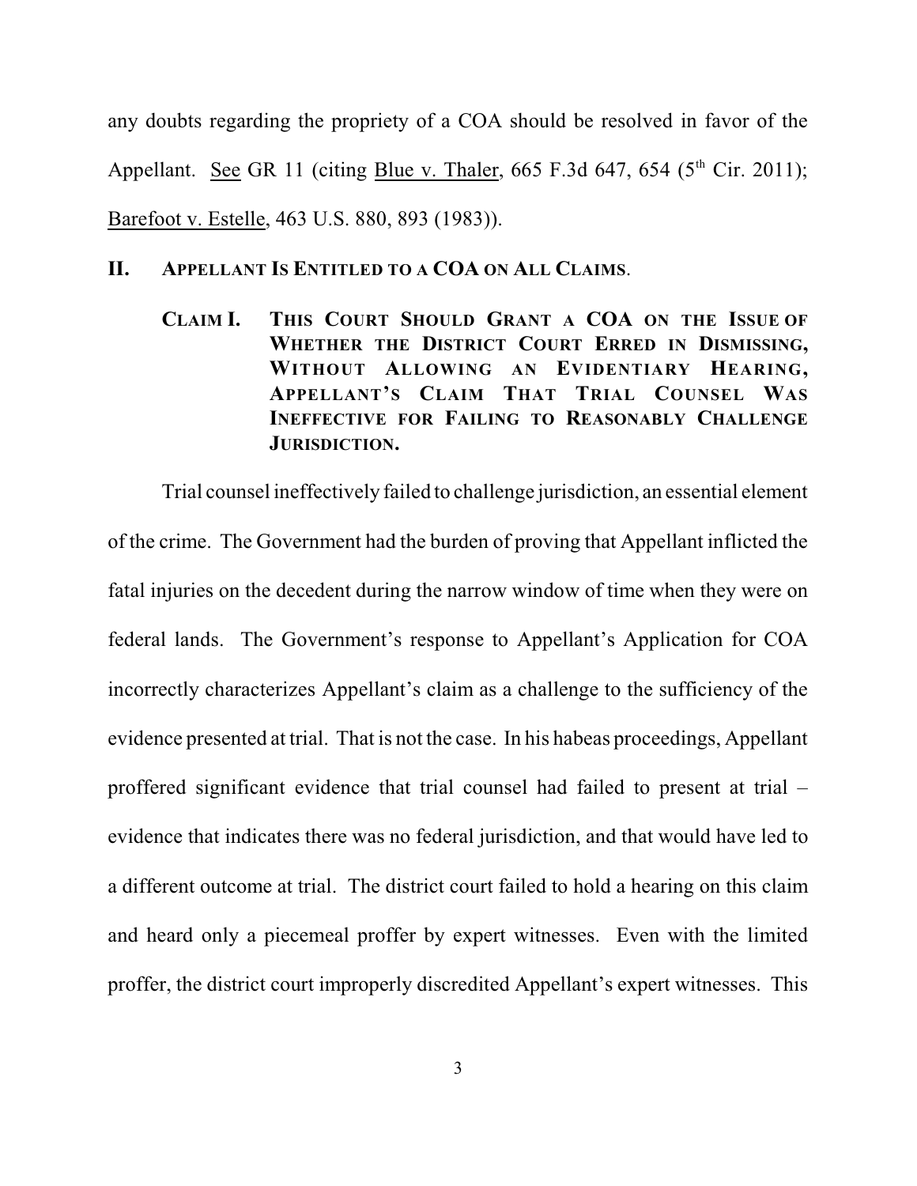any doubts regarding the propriety of a COA should be resolved in favor of the Appellant. See GR 11 (citing Blue v. Thaler, 665 F.3d 647, 654 (5th Cir. 2011); Barefoot v. Estelle, 463 U.S. 880, 893 (1983)).

## II. Appellant Is Entitled to a COA on All Claims.

### Claim I. This Court Should Grant a COA on the Issue of Whether the District Court Erred in Dismissing, Without Allowing an Evidentiary Hearing, Appellant's Claim That Trial Counsel Was Ineffective for Failing to Reasonably Challenge Jurisdiction.

Trial counsel ineffectively failed to challenge jurisdiction, an essential element of the crime. The Government had the burden of proving that Appellant inflicted the fatal injuries on the decedent during the narrow window of time when they were on federal lands. The Government's response to Appellant's Application for COA incorrectly characterizes Appellant's claim as a challenge to the sufficiency of the evidence presented at trial. That is not the case. In his habeas proceedings, Appellant proffered significant evidence that trial counsel had failed to present at trial – evidence that indicates there was no federal jurisdiction, and that would have led to a different outcome at trial. The district court failed to hold a hearing on this claim and heard only a piecemeal proffer by expert witnesses. Even with the limited proffer, the district court improperly discredited Appellant's expert witnesses. This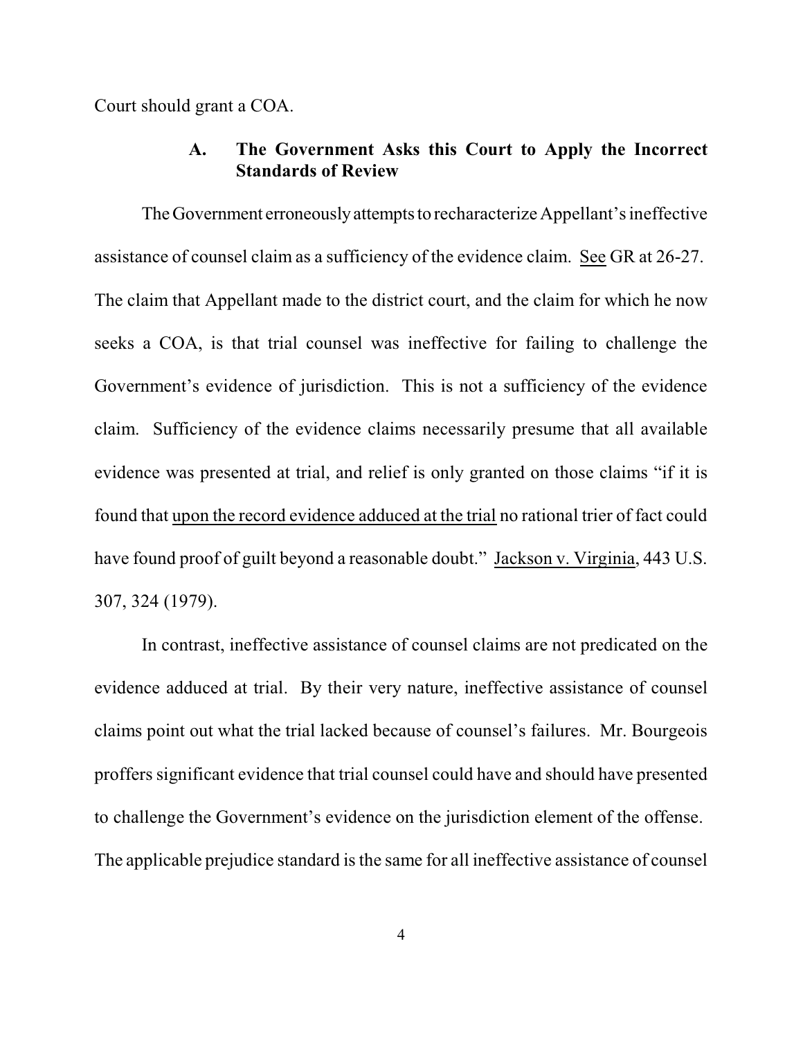Court should grant a COA.

### A. The Government Asks this Court to Apply the Incorrect Standards of Review

The Government erroneously attempts to recharacterize Appellant's ineffective assistance of counsel claim as a sufficiency of the evidence claim. See GR at 26-27. The claim that Appellant made to the district court, and the claim for which he now seeks a COA, is that trial counsel was ineffective for failing to challenge the Government's evidence of jurisdiction. This is not a sufficiency of the evidence claim. Sufficiency of the evidence claims necessarily presume that all available evidence was presented at trial, and relief is only granted on those claims "if it is found that upon the record evidence adduced at the trial no rational trier of fact could have found proof of guilt beyond a reasonable doubt." Jackson v. Virginia, 443 U.S. 307, 324 (1979).

In contrast, ineffective assistance of counsel claims are not predicated on the evidence adduced at trial. By their very nature, ineffective assistance of counsel claims point out what the trial lacked because of counsel's failures. Mr. Bourgeois proffers significant evidence that trial counsel could have and should have presented to challenge the Government's evidence on the jurisdiction element of the offense. The applicable prejudice standard is the same for all ineffective assistance of counsel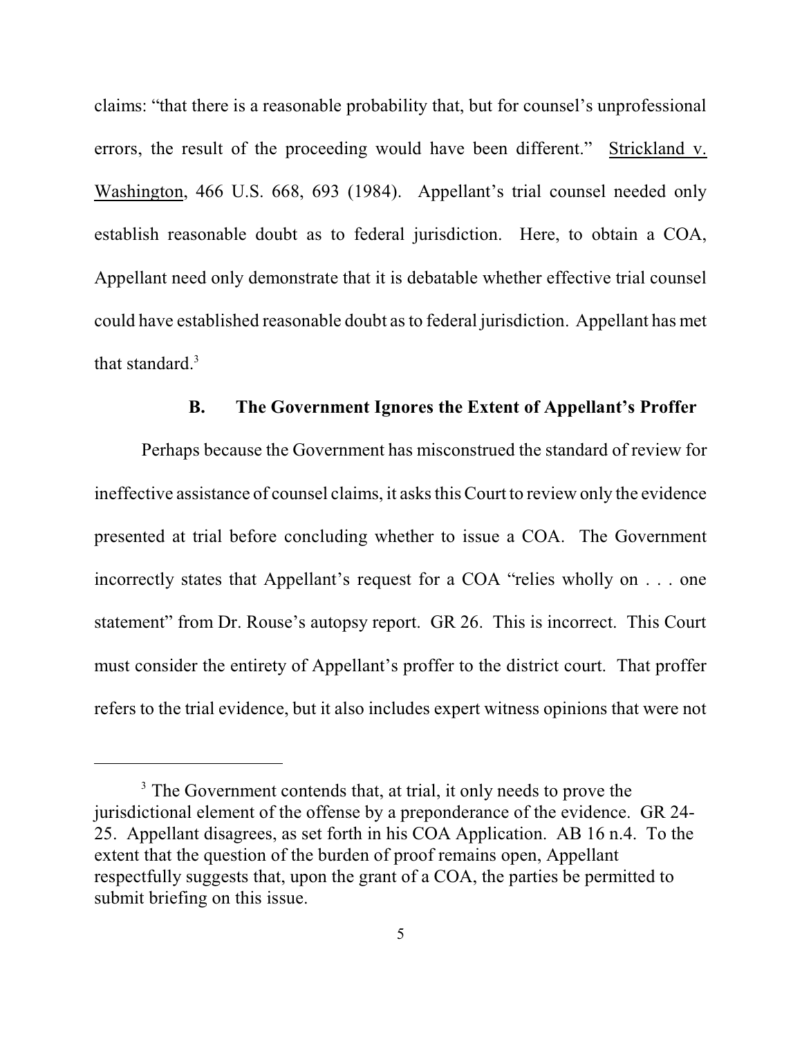claims: "that there is a reasonable probability that, but for counsel's unprofessional errors, the result of the proceeding would have been different." Strickland v. Washington, 466 U.S. 668, 693 (1984). Appellant's trial counsel needed only establish reasonable doubt as to federal jurisdiction. Here, to obtain a COA, Appellant need only demonstrate that it is debatable whether effective trial counsel could have established reasonable doubt as to federal jurisdiction. Appellant has met that standard.[3]

### B. The Government Ignores the Extent of Appellant's Proffer

Perhaps because the Government has misconstrued the standard of review for ineffective assistance of counsel claims, it asks this Court to review only the evidence presented at trial before concluding whether to issue a COA. The Government incorrectly states that Appellant's request for a COA "relies wholly on . . . one statement" from Dr. Rouse's autopsy report. GR 26. This is incorrect. This Court must consider the entirety of Appellant's proffer to the district court. That proffer refers to the trial evidence, but it also includes expert witness opinions that were not

---

[3] The Government contends that, at trial, it only needs to prove the jurisdictional element of the offense by a preponderance of the evidence. GR 24-25. Appellant disagrees, as set forth in his COA Application. AB 16 n.4. To the extent that the question of the burden of proof remains open, Appellant respectfully suggests that, upon the grant of a COA, the parties be permitted to submit briefing on this issue.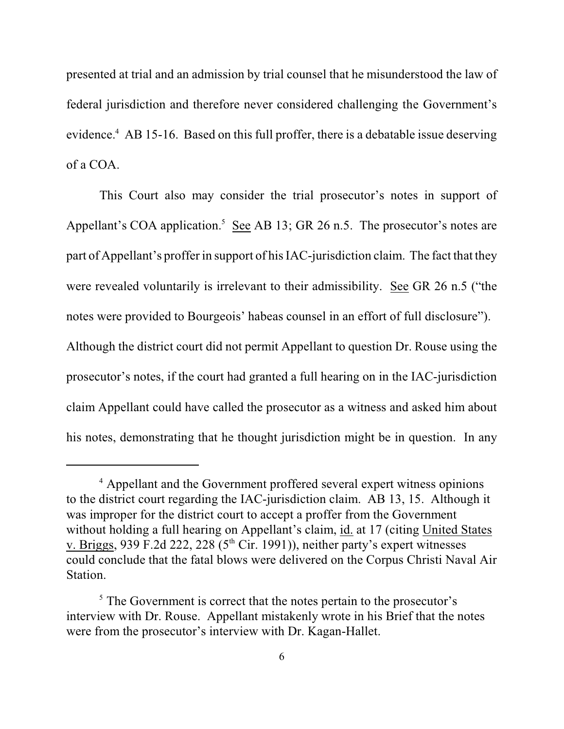presented at trial and an admission by trial counsel that he misunderstood the law of federal jurisdiction and therefore never considered challenging the Government's evidence.[4] AB 15-16. Based on this full proffer, there is a debatable issue deserving of a COA.

This Court also may consider the trial prosecutor's notes in support of Appellant's COA application.[5] See AB 13; GR 26 n.5. The prosecutor's notes are part of Appellant's proffer in support of his IAC-jurisdiction claim. The fact that they were revealed voluntarily is irrelevant to their admissibility. See GR 26 n.5 ("the notes were provided to Bourgeois' habeas counsel in an effort of full disclosure"). Although the district court did not permit Appellant to question Dr. Rouse using the prosecutor's notes, if the court had granted a full hearing on in the IAC-jurisdiction claim Appellant could have called the prosecutor as a witness and asked him about his notes, demonstrating that he thought jurisdiction might be in question. In any

---

[4] Appellant and the Government proffered several expert witness opinions to the district court regarding the IAC-jurisdiction claim. AB 13, 15. Although it was improper for the district court to accept a proffer from the Government without holding a full hearing on Appellant's claim, id. at 17 (citing United States v. Briggs, 939 F.2d 222, 228 (5th Cir. 1991)), neither party's expert witnesses could conclude that the fatal blows were delivered on the Corpus Christi Naval Air Station.

[5] The Government is correct that the notes pertain to the prosecutor's interview with Dr. Rouse. Appellant mistakenly wrote in his Brief that the notes were from the prosecutor's interview with Dr. Kagan-Hallet.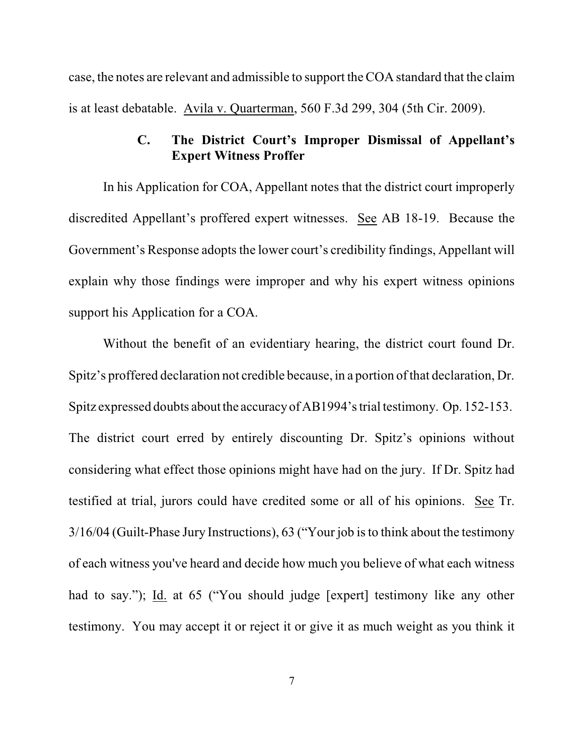case, the notes are relevant and admissible to support the COA standard that the claim is at least debatable. Avila v. Quarterman, 560 F.3d 299, 304 (5th Cir. 2009).

### C. The District Court's Improper Dismissal of Appellant's Expert Witness Proffer

In his Application for COA, Appellant notes that the district court improperly discredited Appellant's proffered expert witnesses. See AB 18-19. Because the Government's Response adopts the lower court's credibility findings, Appellant will explain why those findings were improper and why his expert witness opinions support his Application for a COA.

Without the benefit of an evidentiary hearing, the district court found Dr. Spitz's proffered declaration not credible because, in a portion of that declaration, Dr. Spitz expressed doubts about the accuracy of AB1994's trial testimony. Op. 152-153. The district court erred by entirely discounting Dr. Spitz's opinions without considering what effect those opinions might have had on the jury. If Dr. Spitz had testified at trial, jurors could have credited some or all of his opinions. See Tr. 3/16/04 (Guilt-Phase Jury Instructions), 63 ("Your job is to think about the testimony of each witness you've heard and decide how much you believe of what each witness had to say."); Id. at 65 ("You should judge [expert] testimony like any other testimony. You may accept it or reject it or give it as much weight as you think it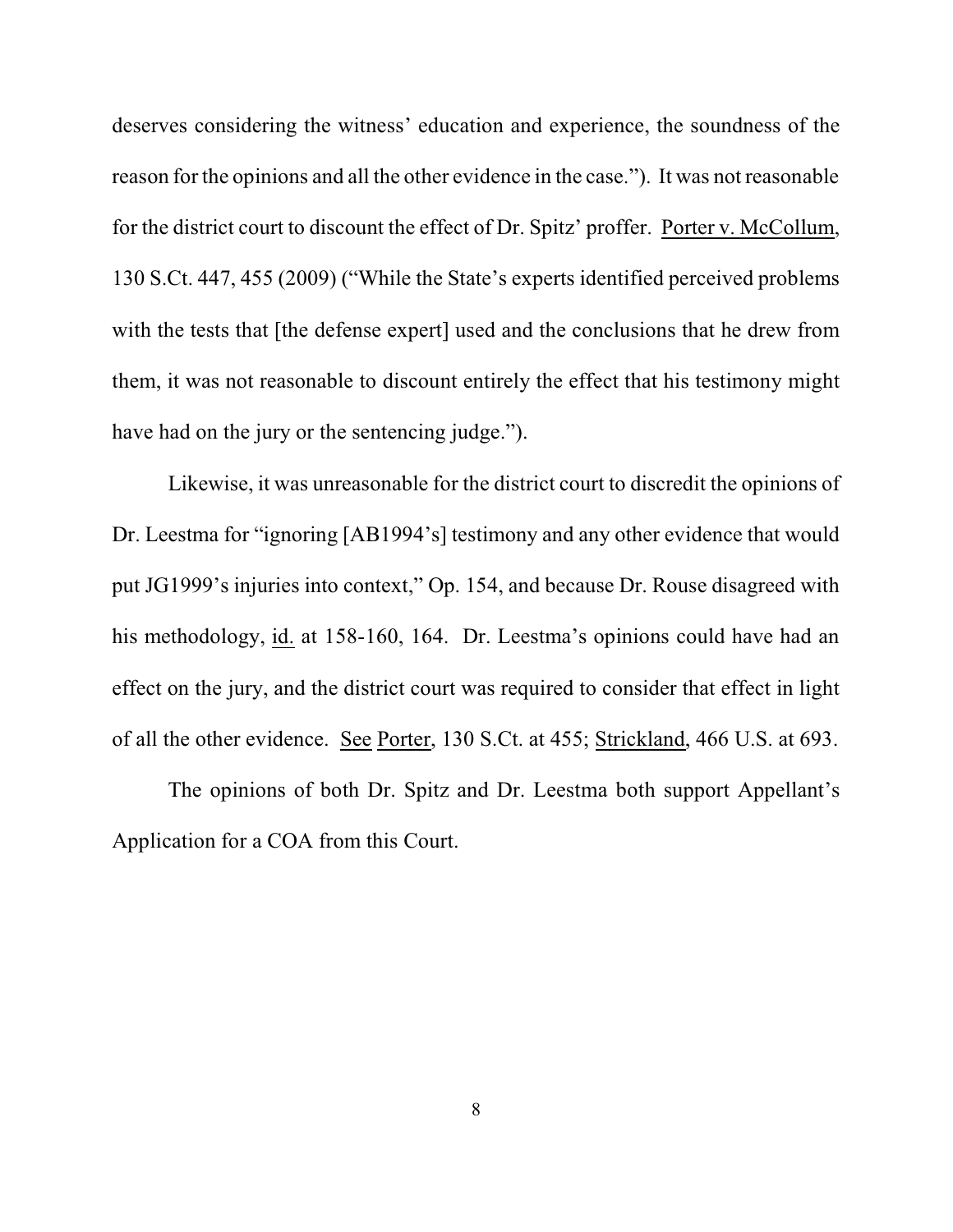deserves considering the witness' education and experience, the soundness of the reason for the opinions and all the other evidence in the case."). It was not reasonable for the district court to discount the effect of Dr. Spitz' proffer. Porter v. McCollum, 130 S.Ct. 447, 455 (2009) ("While the State's experts identified perceived problems with the tests that [the defense expert] used and the conclusions that he drew from them, it was not reasonable to discount entirely the effect that his testimony might have had on the jury or the sentencing judge.").

Likewise, it was unreasonable for the district court to discredit the opinions of Dr. Leestma for "ignoring [AB1994's] testimony and any other evidence that would put JG1999's injuries into context," Op. 154, and because Dr. Rouse disagreed with his methodology, id. at 158-160, 164. Dr. Leestma's opinions could have had an effect on the jury, and the district court was required to consider that effect in light of all the other evidence. See Porter, 130 S.Ct. at 455; Strickland, 466 U.S. at 693.

The opinions of both Dr. Spitz and Dr. Leestma both support Appellant's Application for a COA from this Court.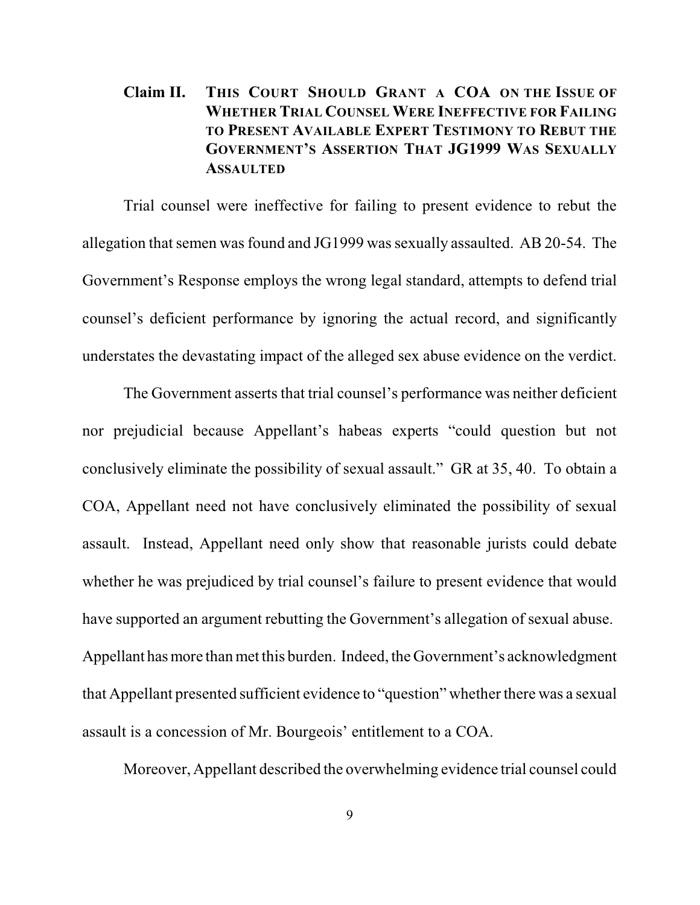## Claim II. This Court Should Grant a COA on the Issue of Whether Trial Counsel Were Ineffective for Failing to Present Available Expert Testimony to Rebut the Government's Assertion That JG1999 Was Sexually Assaulted

Trial counsel were ineffective for failing to present evidence to rebut the allegation that semen was found and JG1999 was sexually assaulted. AB 20-54. The Government's Response employs the wrong legal standard, attempts to defend trial counsel's deficient performance by ignoring the actual record, and significantly understates the devastating impact of the alleged sex abuse evidence on the verdict.

The Government asserts that trial counsel's performance was neither deficient nor prejudicial because Appellant's habeas experts "could question but not conclusively eliminate the possibility of sexual assault." GR at 35, 40. To obtain a COA, Appellant need not have conclusively eliminated the possibility of sexual assault. Instead, Appellant need only show that reasonable jurists could debate whether he was prejudiced by trial counsel's failure to present evidence that would have supported an argument rebutting the Government's allegation of sexual abuse. Appellant has more than met this burden. Indeed, the Government's acknowledgment that Appellant presented sufficient evidence to "question" whether there was a sexual assault is a concession of Mr. Bourgeois' entitlement to a COA.

Moreover, Appellant described the overwhelming evidence trial counsel could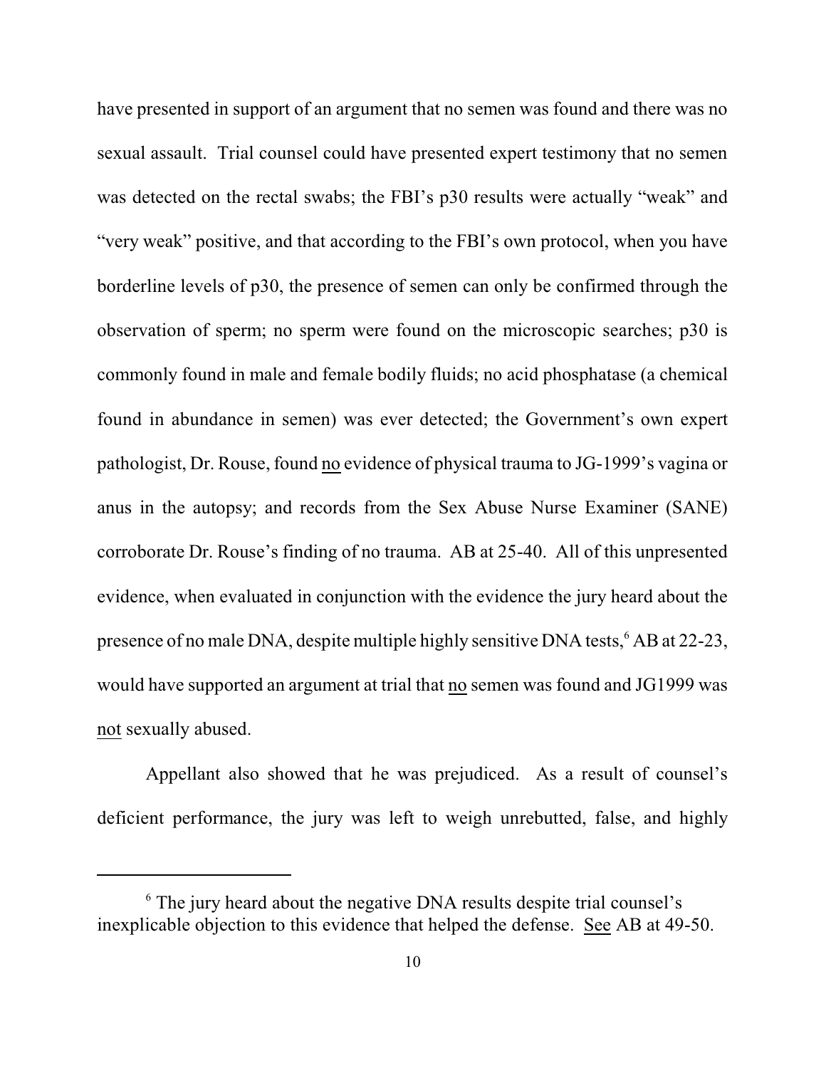have presented in support of an argument that no semen was found and there was no sexual assault. Trial counsel could have presented expert testimony that no semen was detected on the rectal swabs; the FBI's p30 results were actually "weak" and "very weak" positive, and that according to the FBI's own protocol, when you have borderline levels of p30, the presence of semen can only be confirmed through the observation of sperm; no sperm were found on the microscopic searches; p30 is commonly found in male and female bodily fluids; no acid phosphatase (a chemical found in abundance in semen) was ever detected; the Government's own expert pathologist, Dr. Rouse, found <u>no</u> evidence of physical trauma to JG-1999's vagina or anus in the autopsy; and records from the Sex Abuse Nurse Examiner (SANE) corroborate Dr. Rouse's finding of no trauma. AB at 25-40. All of this unpresented evidence, when evaluated in conjunction with the evidence the jury heard about the presence of no male DNA, despite multiple highly sensitive DNA tests,[6] AB at 22-23, would have supported an argument at trial that <u>no</u> semen was found and JG1999 was <u>not</u> sexually abused.

Appellant also showed that he was prejudiced. As a result of counsel's deficient performance, the jury was left to weigh unrebutted, false, and highly

---

[6] The jury heard about the negative DNA results despite trial counsel's inexplicable objection to this evidence that helped the defense. <u>See</u> AB at 49-50.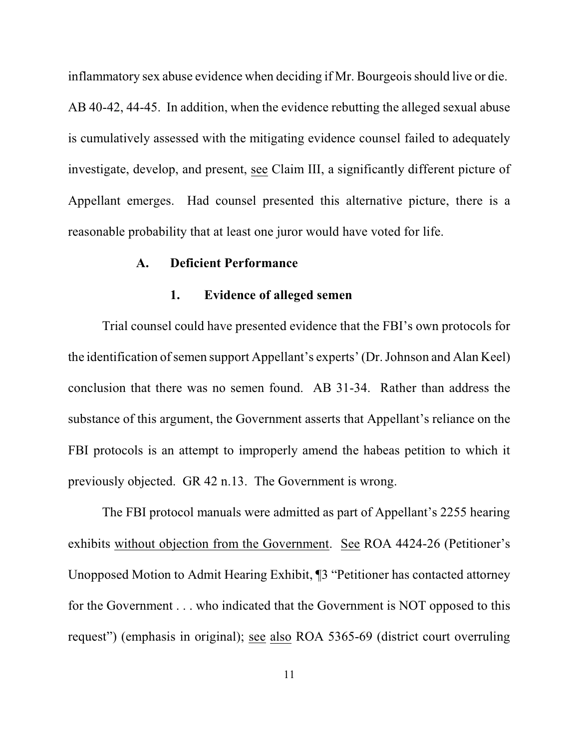inflammatory sex abuse evidence when deciding if Mr. Bourgeois should live or die. AB 40-42, 44-45. In addition, when the evidence rebutting the alleged sexual abuse is cumulatively assessed with the mitigating evidence counsel failed to adequately investigate, develop, and present, see Claim III, a significantly different picture of Appellant emerges. Had counsel presented this alternative picture, there is a reasonable probability that at least one juror would have voted for life.

### A. Deficient Performance

#### 1. Evidence of alleged semen

Trial counsel could have presented evidence that the FBI's own protocols for the identification of semen support Appellant's experts' (Dr. Johnson and Alan Keel) conclusion that there was no semen found. AB 31-34. Rather than address the substance of this argument, the Government asserts that Appellant's reliance on the FBI protocols is an attempt to improperly amend the habeas petition to which it previously objected. GR 42 n.13. The Government is wrong.

The FBI protocol manuals were admitted as part of Appellant's 2255 hearing exhibits without objection from the Government. See ROA 4424-26 (Petitioner's Unopposed Motion to Admit Hearing Exhibit, ¶3 "Petitioner has contacted attorney for the Government . . . who indicated that the Government is NOT opposed to this request") (emphasis in original); see also ROA 5365-69 (district court overruling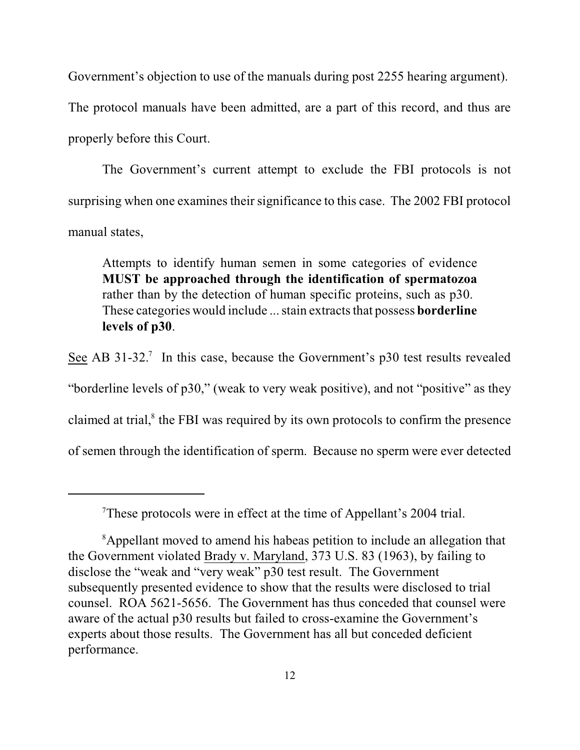Government's objection to use of the manuals during post 2255 hearing argument). The protocol manuals have been admitted, are a part of this record, and thus are properly before this Court.

The Government's current attempt to exclude the FBI protocols is not surprising when one examines their significance to this case. The 2002 FBI protocol manual states,

> Attempts to identify human semen in some categories of evidence **MUST be approached through the identification of spermatozoa** rather than by the detection of human specific proteins, such as p30. These categories would include ... stain extracts that possess **borderline levels of p30**.

See AB 31-32.[7] In this case, because the Government's p30 test results revealed "borderline levels of p30," (weak to very weak positive), and not "positive" as they claimed at trial,[8] the FBI was required by its own protocols to confirm the presence of semen through the identification of sperm. Because no sperm were ever detected

---

[7] These protocols were in effect at the time of Appellant's 2004 trial.

[8] Appellant moved to amend his habeas petition to include an allegation that the Government violated Brady v. Maryland, 373 U.S. 83 (1963), by failing to disclose the "weak and "very weak" p30 test result. The Government subsequently presented evidence to show that the results were disclosed to trial counsel. ROA 5621-5656. The Government has thus conceded that counsel were aware of the actual p30 results but failed to cross-examine the Government's experts about those results. The Government has all but conceded deficient performance.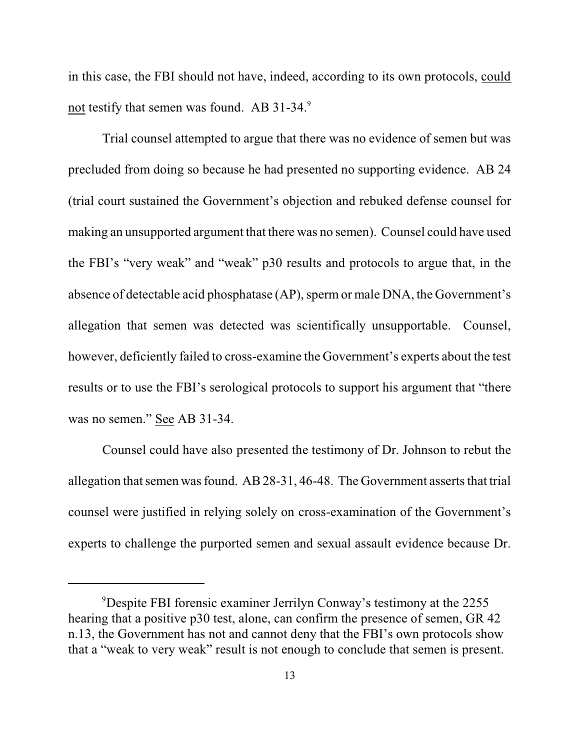in this case, the FBI should not have, indeed, according to its own protocols, could not testify that semen was found. AB 31-34.[9]

Trial counsel attempted to argue that there was no evidence of semen but was precluded from doing so because he had presented no supporting evidence. AB 24 (trial court sustained the Government's objection and rebuked defense counsel for making an unsupported argument that there was no semen). Counsel could have used the FBI's "very weak" and "weak" p30 results and protocols to argue that, in the absence of detectable acid phosphatase (AP), sperm or male DNA, the Government's allegation that semen was detected was scientifically unsupportable. Counsel, however, deficiently failed to cross-examine the Government's experts about the test results or to use the FBI's serological protocols to support his argument that "there was no semen." See AB 31-34.

Counsel could have also presented the testimony of Dr. Johnson to rebut the allegation that semen was found. AB 28-31, 46-48. The Government asserts that trial counsel were justified in relying solely on cross-examination of the Government's experts to challenge the purported semen and sexual assault evidence because Dr.

[9] Despite FBI forensic examiner Jerrilyn Conway's testimony at the 2255 hearing that a positive p30 test, alone, can confirm the presence of semen, GR 42 n.13, the Government has not and cannot deny that the FBI's own protocols show that a "weak to very weak" result is not enough to conclude that semen is present.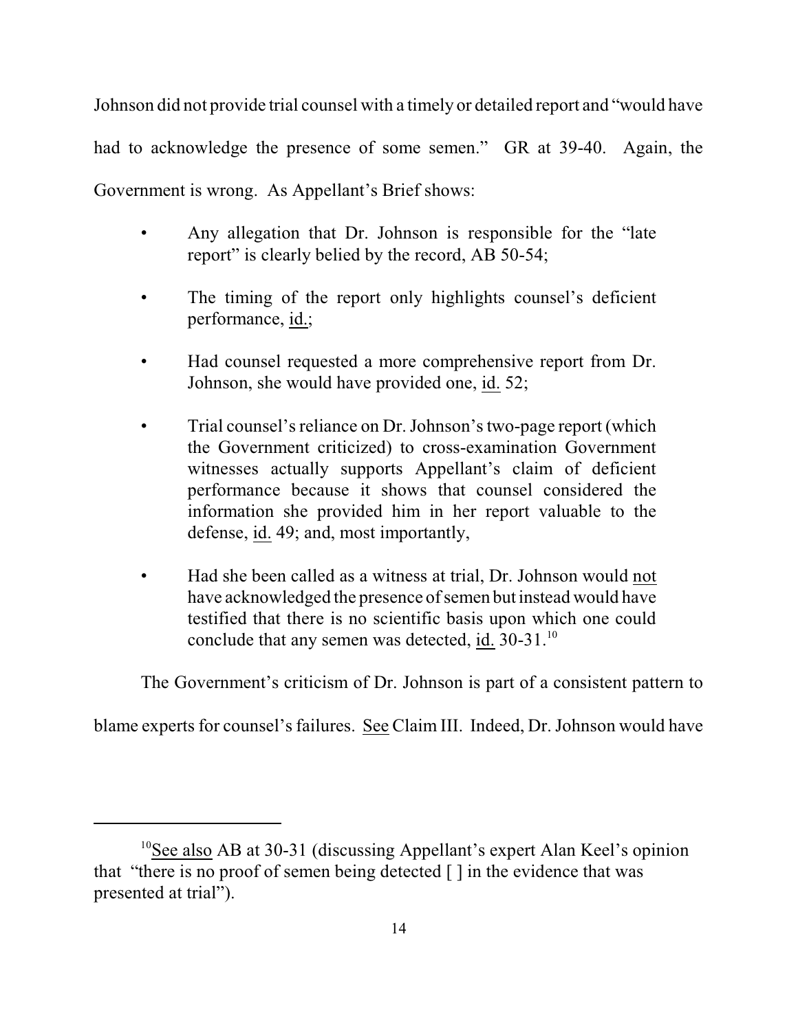Johnson did not provide trial counsel with a timely or detailed report and "would have had to acknowledge the presence of some semen." GR at 39-40. Again, the Government is wrong. As Appellant's Brief shows:

- Any allegation that Dr. Johnson is responsible for the "late report" is clearly belied by the record, AB 50-54;
- The timing of the report only highlights counsel's deficient performance, id.;
- Had counsel requested a more comprehensive report from Dr. Johnson, she would have provided one, id. 52;
- Trial counsel's reliance on Dr. Johnson's two-page report (which the Government criticized) to cross-examination Government witnesses actually supports Appellant's claim of deficient performance because it shows that counsel considered the information she provided him in her report valuable to the defense, id. 49; and, most importantly,
- Had she been called as a witness at trial, Dr. Johnson would not have acknowledged the presence of semen but instead would have testified that there is no scientific basis upon which one could conclude that any semen was detected, id. 30-31.[10]

The Government's criticism of Dr. Johnson is part of a consistent pattern to blame experts for counsel's failures. See Claim III. Indeed, Dr. Johnson would have

[10] See also AB at 30-31 (discussing Appellant's expert Alan Keel's opinion that "there is no proof of semen being detected [ ] in the evidence that was presented at trial").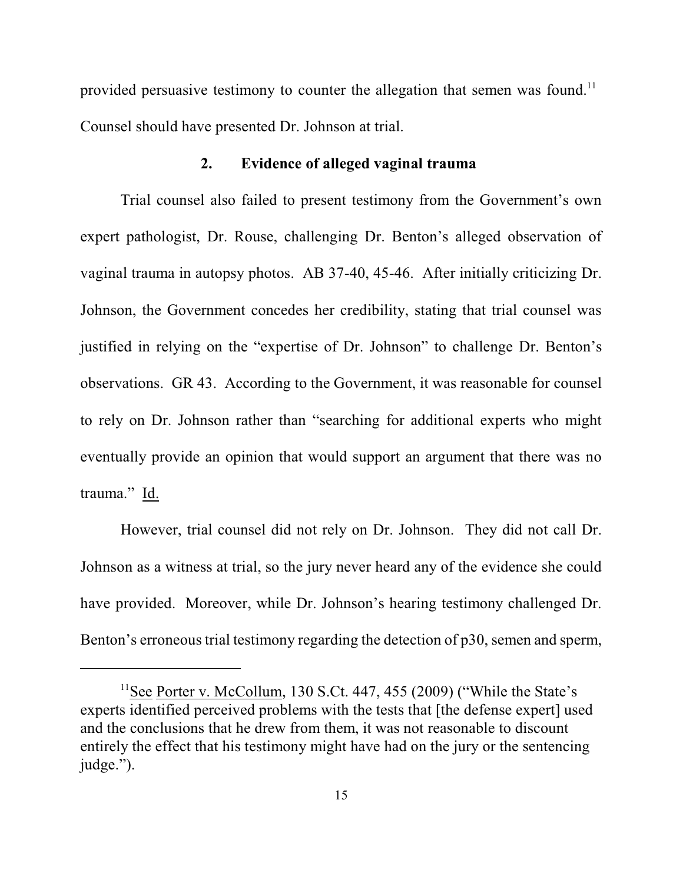provided persuasive testimony to counter the allegation that semen was found.[11] Counsel should have presented Dr. Johnson at trial.

### 2. Evidence of alleged vaginal trauma

Trial counsel also failed to present testimony from the Government's own expert pathologist, Dr. Rouse, challenging Dr. Benton's alleged observation of vaginal trauma in autopsy photos. AB 37-40, 45-46. After initially criticizing Dr. Johnson, the Government concedes her credibility, stating that trial counsel was justified in relying on the "expertise of Dr. Johnson" to challenge Dr. Benton's observations. GR 43. According to the Government, it was reasonable for counsel to rely on Dr. Johnson rather than "searching for additional experts who might eventually provide an opinion that would support an argument that there was no trauma." Id.

However, trial counsel did not rely on Dr. Johnson. They did not call Dr. Johnson as a witness at trial, so the jury never heard any of the evidence she could have provided. Moreover, while Dr. Johnson's hearing testimony challenged Dr. Benton's erroneous trial testimony regarding the detection of p30, semen and sperm,

---

[11] See Porter v. McCollum, 130 S.Ct. 447, 455 (2009) ("While the State's experts identified perceived problems with the tests that [the defense expert] used and the conclusions that he drew from them, it was not reasonable to discount entirely the effect that his testimony might have had on the jury or the sentencing judge.").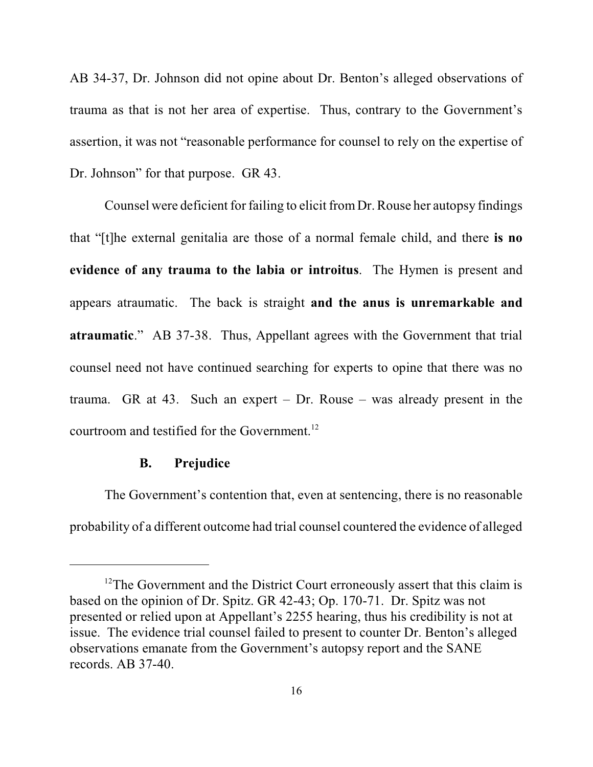AB 34-37, Dr. Johnson did not opine about Dr. Benton's alleged observations of trauma as that is not her area of expertise. Thus, contrary to the Government's assertion, it was not "reasonable performance for counsel to rely on the expertise of Dr. Johnson" for that purpose. GR 43.

Counsel were deficient for failing to elicit from Dr. Rouse her autopsy findings that "[t]he external genitalia are those of a normal female child, and there **is no evidence of any trauma to the labia or introitus**. The Hymen is present and appears atraumatic. The back is straight **and the anus is unremarkable and atraumatic**." AB 37-38. Thus, Appellant agrees with the Government that trial counsel need not have continued searching for experts to opine that there was no trauma. GR at 43. Such an expert – Dr. Rouse – was already present in the courtroom and testified for the Government.[12]

### B. Prejudice

The Government's contention that, even at sentencing, there is no reasonable probability of a different outcome had trial counsel countered the evidence of alleged

[12] The Government and the District Court erroneously assert that this claim is based on the opinion of Dr. Spitz. GR 42-43; Op. 170-71. Dr. Spitz was not presented or relied upon at Appellant's 2255 hearing, thus his credibility is not at issue. The evidence trial counsel failed to present to counter Dr. Benton's alleged observations emanate from the Government's autopsy report and the SANE records. AB 37-40.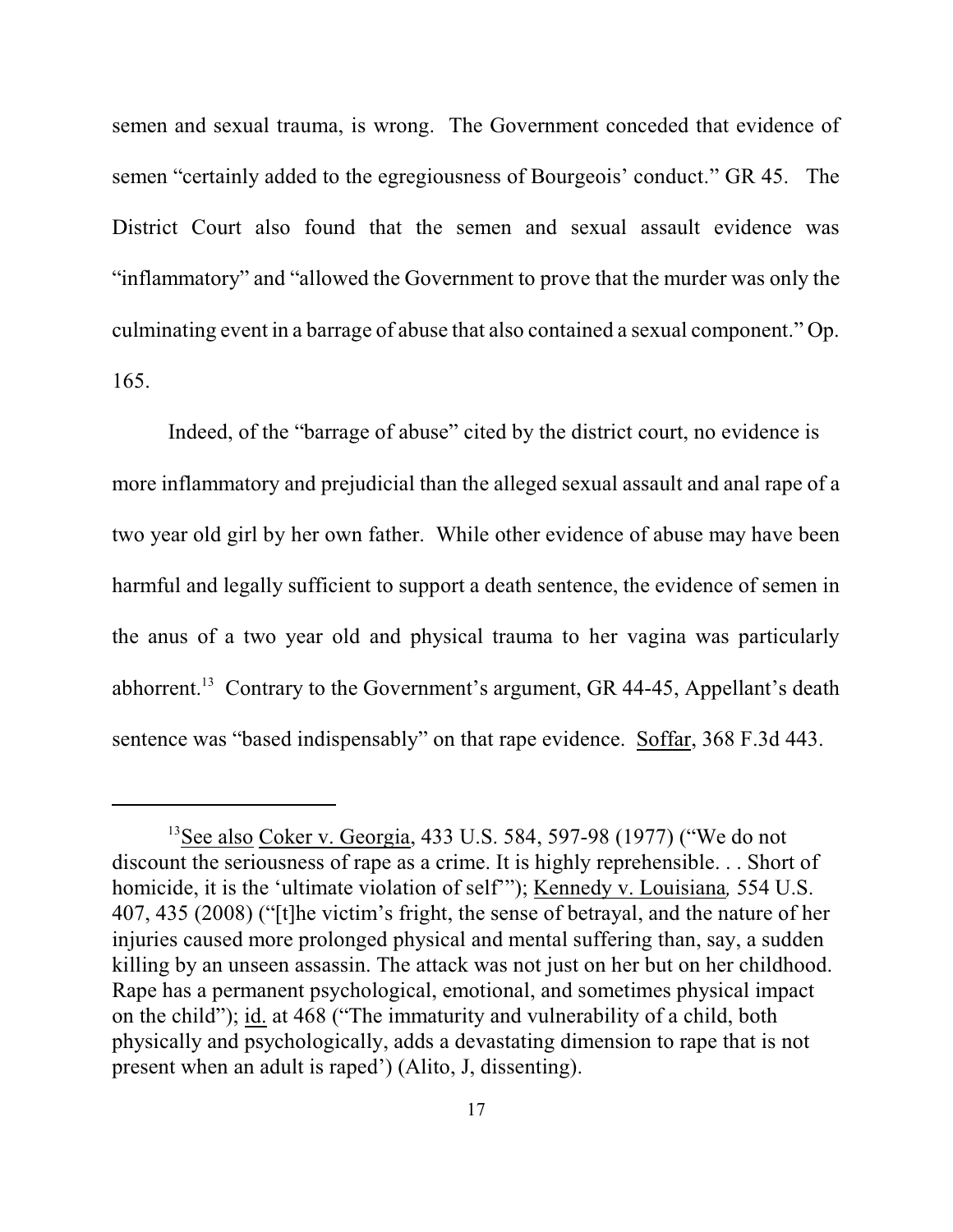semen and sexual trauma, is wrong. The Government conceded that evidence of semen "certainly added to the egregiousness of Bourgeois' conduct." GR 45. The District Court also found that the semen and sexual assault evidence was "inflammatory" and "allowed the Government to prove that the murder was only the culminating event in a barrage of abuse that also contained a sexual component." Op. 165.

Indeed, of the "barrage of abuse" cited by the district court, no evidence is more inflammatory and prejudicial than the alleged sexual assault and anal rape of a two year old girl by her own father. While other evidence of abuse may have been harmful and legally sufficient to support a death sentence, the evidence of semen in the anus of a two year old and physical trauma to her vagina was particularly abhorrent.[13] Contrary to the Government's argument, GR 44-45, Appellant's death sentence was "based indispensably" on that rape evidence. Soffar, 368 F.3d 443.

---

[13] See also Coker v. Georgia, 433 U.S. 584, 597-98 (1977) ("We do not discount the seriousness of rape as a crime. It is highly reprehensible. . . Short of homicide, it is the 'ultimate violation of self'"); Kennedy v. Louisiana, 554 U.S. 407, 435 (2008) ("[t]he victim's fright, the sense of betrayal, and the nature of her injuries caused more prolonged physical and mental suffering than, say, a sudden killing by an unseen assassin. The attack was not just on her but on her childhood. Rape has a permanent psychological, emotional, and sometimes physical impact on the child"); id. at 468 ("The immaturity and vulnerability of a child, both physically and psychologically, adds a devastating dimension to rape that is not present when an adult is raped') (Alito, J, dissenting).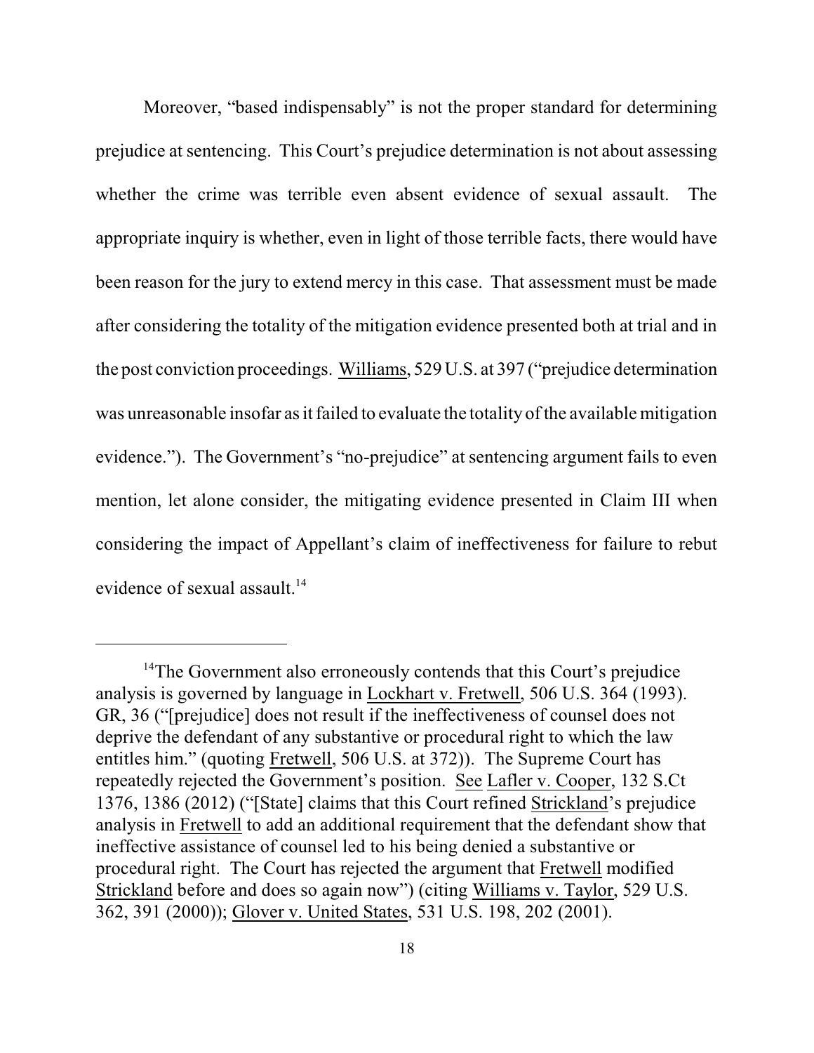Moreover, "based indispensably" is not the proper standard for determining prejudice at sentencing. This Court's prejudice determination is not about assessing whether the crime was terrible even absent evidence of sexual assault. The appropriate inquiry is whether, even in light of those terrible facts, there would have been reason for the jury to extend mercy in this case. That assessment must be made after considering the totality of the mitigation evidence presented both at trial and in the post conviction proceedings. Williams, 529 U.S. at 397 ("prejudice determination was unreasonable insofar as it failed to evaluate the totality of the available mitigation evidence."). The Government's "no-prejudice" at sentencing argument fails to even mention, let alone consider, the mitigating evidence presented in Claim III when considering the impact of Appellant's claim of ineffectiveness for failure to rebut evidence of sexual assault.[14]

---

[14]The Government also erroneously contends that this Court's prejudice analysis is governed by language in Lockhart v. Fretwell, 506 U.S. 364 (1993). GR, 36 ("[prejudice] does not result if the ineffectiveness of counsel does not deprive the defendant of any substantive or procedural right to which the law entitles him." (quoting Fretwell, 506 U.S. at 372)). The Supreme Court has repeatedly rejected the Government's position. See Lafler v. Cooper, 132 S.Ct 1376, 1386 (2012) ("[State] claims that this Court refined Strickland's prejudice analysis in Fretwell to add an additional requirement that the defendant show that ineffective assistance of counsel led to his being denied a substantive or procedural right. The Court has rejected the argument that Fretwell modified Strickland before and does so again now") (citing Williams v. Taylor, 529 U.S. 362, 391 (2000)); Glover v. United States, 531 U.S. 198, 202 (2001).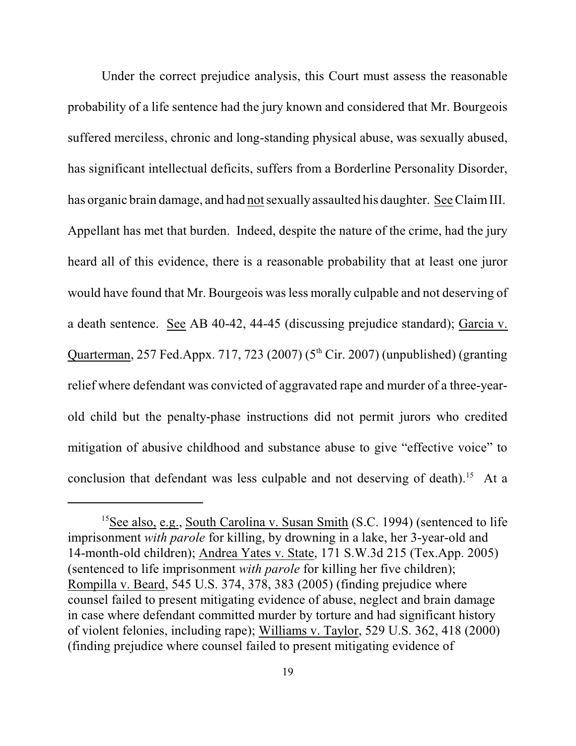Under the correct prejudice analysis, this Court must assess the reasonable probability of a life sentence had the jury known and considered that Mr. Bourgeois suffered merciless, chronic and long-standing physical abuse, was sexually abused, has significant intellectual deficits, suffers from a Borderline Personality Disorder, has organic brain damage, and had not sexually assaulted his daughter. See Claim III. Appellant has met that burden. Indeed, despite the nature of the crime, had the jury heard all of this evidence, there is a reasonable probability that at least one juror would have found that Mr. Bourgeois was less morally culpable and not deserving of a death sentence. See AB 40-42, 44-45 (discussing prejudice standard); Garcia v. Quarterman, 257 Fed.Appx. 717, 723 (2007) (5th Cir. 2007) (unpublished) (granting relief where defendant was convicted of aggravated rape and murder of a three-year-old child but the penalty-phase instructions did not permit jurors who credited mitigation of abusive childhood and substance abuse to give "effective voice" to conclusion that defendant was less culpable and not deserving of death).[15] At a

[15] See also, e.g., South Carolina v. Susan Smith (S.C. 1994) (sentenced to life imprisonment *with parole* for killing, by drowning in a lake, her 3-year-old and 14-month-old children); Andrea Yates v. State, 171 S.W.3d 215 (Tex.App. 2005) (sentenced to life imprisonment *with parole* for killing her five children); Rompilla v. Beard, 545 U.S. 374, 378, 383 (2005) (finding prejudice where counsel failed to present mitigating evidence of abuse, neglect and brain damage in case where defendant committed murder by torture and had significant history of violent felonies, including rape); Williams v. Taylor, 529 U.S. 362, 418 (2000) (finding prejudice where counsel failed to present mitigating evidence of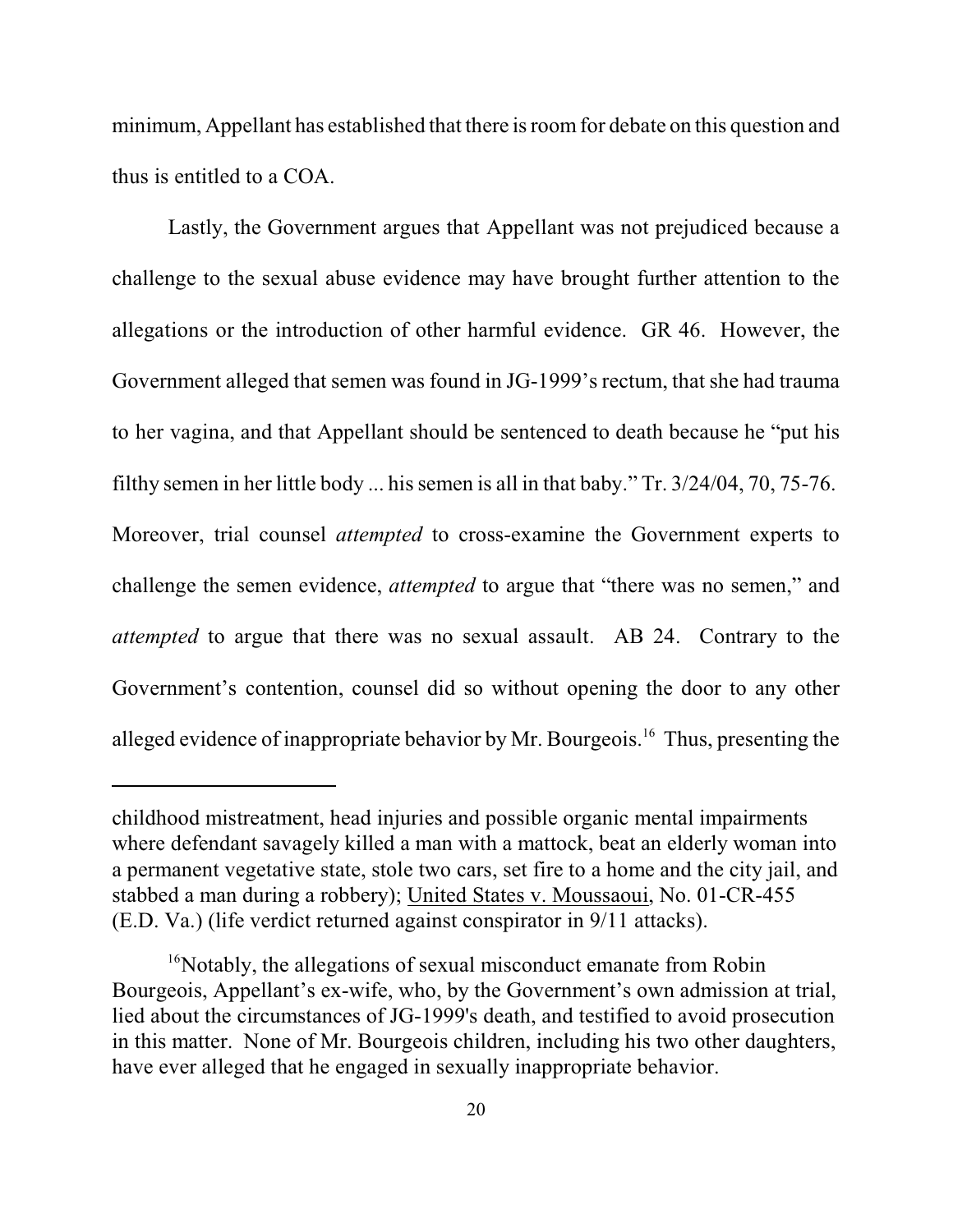minimum, Appellant has established that there is room for debate on this question and thus is entitled to a COA.

Lastly, the Government argues that Appellant was not prejudiced because a challenge to the sexual abuse evidence may have brought further attention to the allegations or the introduction of other harmful evidence. GR 46. However, the Government alleged that semen was found in JG-1999's rectum, that she had trauma to her vagina, and that Appellant should be sentenced to death because he "put his filthy semen in her little body ... his semen is all in that baby." Tr. 3/24/04, 70, 75-76. Moreover, trial counsel *attempted* to cross-examine the Government experts to challenge the semen evidence, *attempted* to argue that "there was no semen," and *attempted* to argue that there was no sexual assault. AB 24. Contrary to the Government's contention, counsel did so without opening the door to any other alleged evidence of inappropriate behavior by Mr. Bourgeois.[16] Thus, presenting the

---

childhood mistreatment, head injuries and possible organic mental impairments where defendant savagely killed a man with a mattock, beat an elderly woman into a permanent vegetative state, stole two cars, set fire to a home and the city jail, and stabbed a man during a robbery); United States v. Moussaoui, No. 01-CR-455 (E.D. Va.) (life verdict returned against conspirator in 9/11 attacks).

[16] Notably, the allegations of sexual misconduct emanate from Robin Bourgeois, Appellant's ex-wife, who, by the Government's own admission at trial, lied about the circumstances of JG-1999's death, and testified to avoid prosecution in this matter. None of Mr. Bourgeois children, including his two other daughters, have ever alleged that he engaged in sexually inappropriate behavior.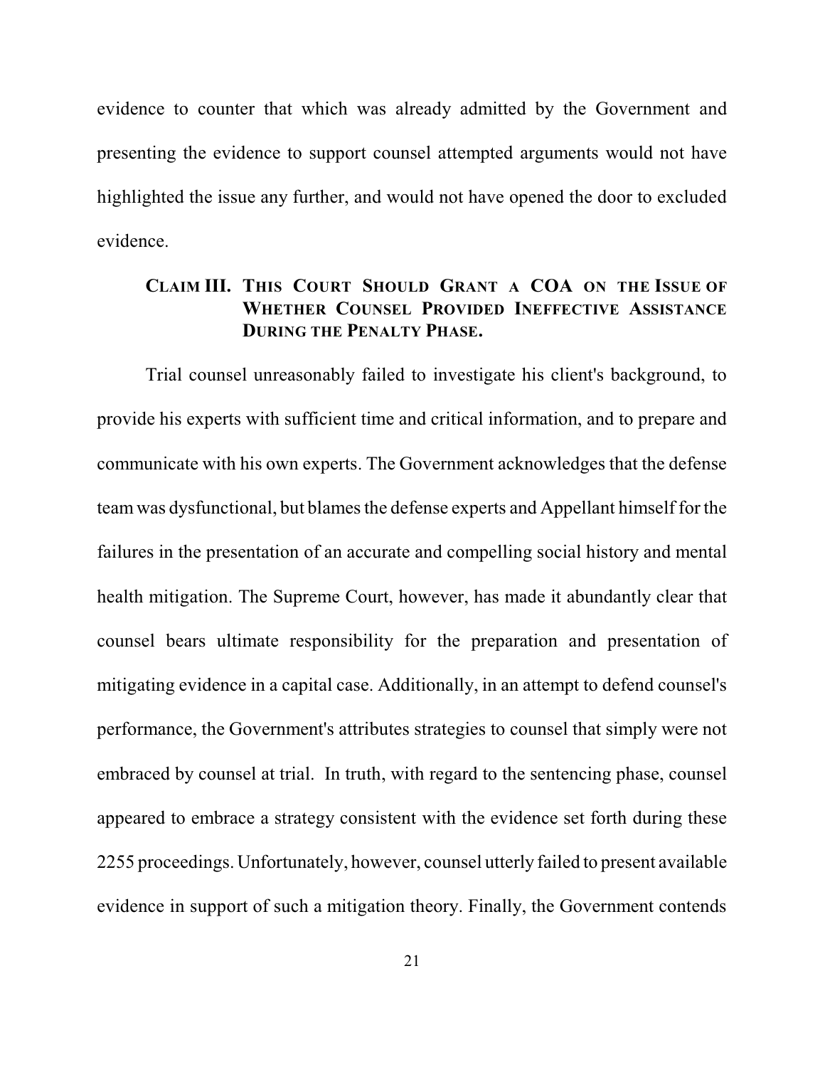evidence to counter that which was already admitted by the Government and presenting the evidence to support counsel attempted arguments would not have highlighted the issue any further, and would not have opened the door to excluded evidence.

### CLAIM III. THIS COURT SHOULD GRANT A COA ON THE ISSUE OF WHETHER COUNSEL PROVIDED INEFFECTIVE ASSISTANCE DURING THE PENALTY PHASE.

Trial counsel unreasonably failed to investigate his client's background, to provide his experts with sufficient time and critical information, and to prepare and communicate with his own experts. The Government acknowledges that the defense team was dysfunctional, but blames the defense experts and Appellant himself for the failures in the presentation of an accurate and compelling social history and mental health mitigation. The Supreme Court, however, has made it abundantly clear that counsel bears ultimate responsibility for the preparation and presentation of mitigating evidence in a capital case. Additionally, in an attempt to defend counsel's performance, the Government's attributes strategies to counsel that simply were not embraced by counsel at trial. In truth, with regard to the sentencing phase, counsel appeared to embrace a strategy consistent with the evidence set forth during these 2255 proceedings. Unfortunately, however, counsel utterly failed to present available evidence in support of such a mitigation theory. Finally, the Government contends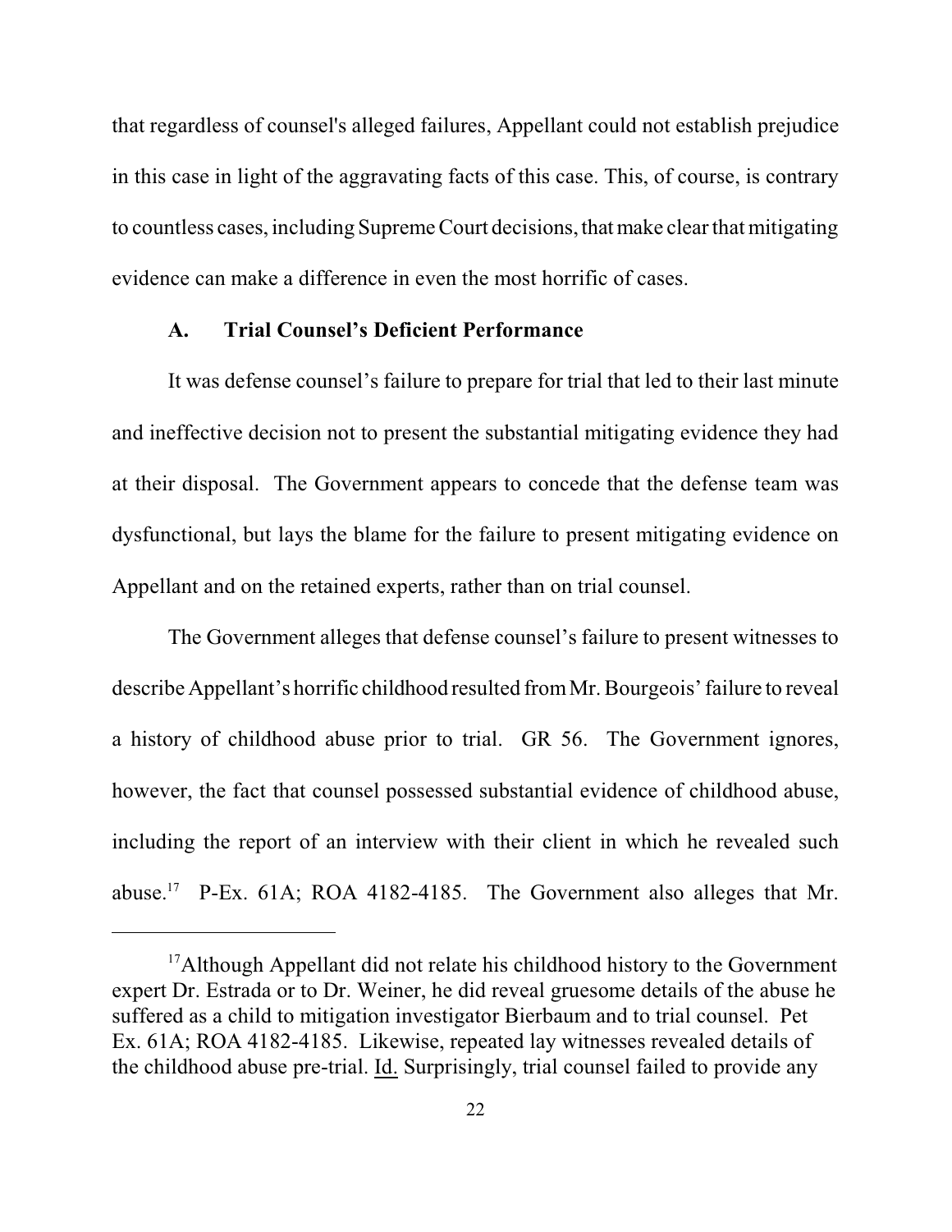that regardless of counsel's alleged failures, Appellant could not establish prejudice in this case in light of the aggravating facts of this case. This, of course, is contrary to countless cases, including Supreme Court decisions, that make clear that mitigating evidence can make a difference in even the most horrific of cases.

### A. Trial Counsel's Deficient Performance

It was defense counsel's failure to prepare for trial that led to their last minute and ineffective decision not to present the substantial mitigating evidence they had at their disposal. The Government appears to concede that the defense team was dysfunctional, but lays the blame for the failure to present mitigating evidence on Appellant and on the retained experts, rather than on trial counsel.

The Government alleges that defense counsel's failure to present witnesses to describe Appellant's horrific childhood resulted from Mr. Bourgeois' failure to reveal a history of childhood abuse prior to trial. GR 56. The Government ignores, however, the fact that counsel possessed substantial evidence of childhood abuse, including the report of an interview with their client in which he revealed such abuse.[17] P-Ex. 61A; ROA 4182-4185. The Government also alleges that Mr.

---

[17] Although Appellant did not relate his childhood history to the Government expert Dr. Estrada or to Dr. Weiner, he did reveal gruesome details of the abuse he suffered as a child to mitigation investigator Bierbaum and to trial counsel. Pet Ex. 61A; ROA 4182-4185. Likewise, repeated lay witnesses revealed details of the childhood abuse pre-trial. Id. Surprisingly, trial counsel failed to provide any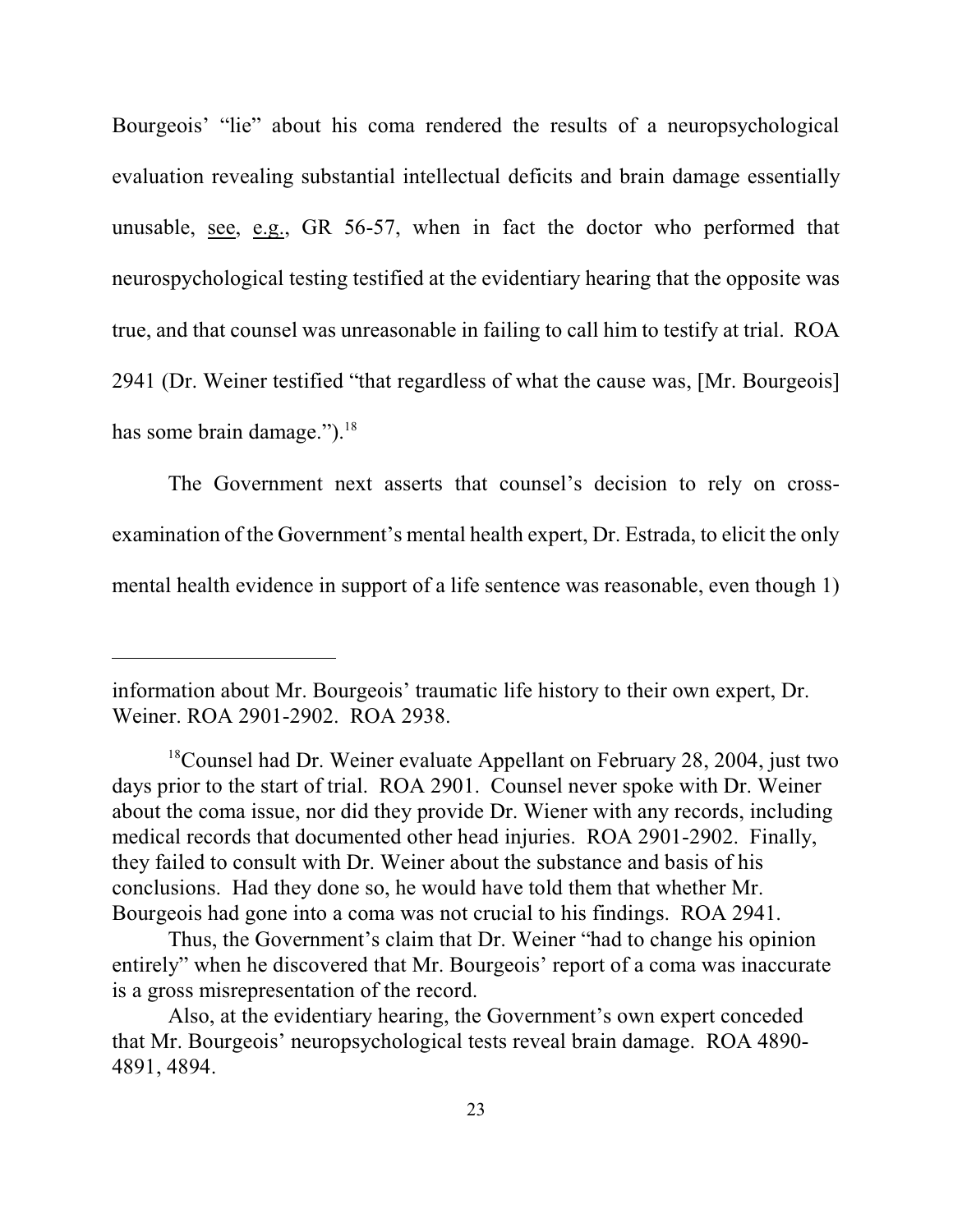Bourgeois' "lie" about his coma rendered the results of a neuropsychological evaluation revealing substantial intellectual deficits and brain damage essentially unusable, see, e.g., GR 56-57, when in fact the doctor who performed that neurospychological testing testified at the evidentiary hearing that the opposite was true, and that counsel was unreasonable in failing to call him to testify at trial. ROA 2941 (Dr. Weiner testified "that regardless of what the cause was, [Mr. Bourgeois] has some brain damage.").[18]

The Government next asserts that counsel's decision to rely on cross-examination of the Government's mental health expert, Dr. Estrada, to elicit the only mental health evidence in support of a life sentence was reasonable, even though 1)

---

information about Mr. Bourgeois' traumatic life history to their own expert, Dr. Weiner. ROA 2901-2902. ROA 2938.

[18]Counsel had Dr. Weiner evaluate Appellant on February 28, 2004, just two days prior to the start of trial. ROA 2901. Counsel never spoke with Dr. Weiner about the coma issue, nor did they provide Dr. Wiener with any records, including medical records that documented other head injuries. ROA 2901-2902. Finally, they failed to consult with Dr. Weiner about the substance and basis of his conclusions. Had they done so, he would have told them that whether Mr. Bourgeois had gone into a coma was not crucial to his findings. ROA 2941.

Thus, the Government's claim that Dr. Weiner "had to change his opinion entirely" when he discovered that Mr. Bourgeois' report of a coma was inaccurate is a gross misrepresentation of the record.

Also, at the evidentiary hearing, the Government's own expert conceded that Mr. Bourgeois' neuropsychological tests reveal brain damage. ROA 4890-4891, 4894.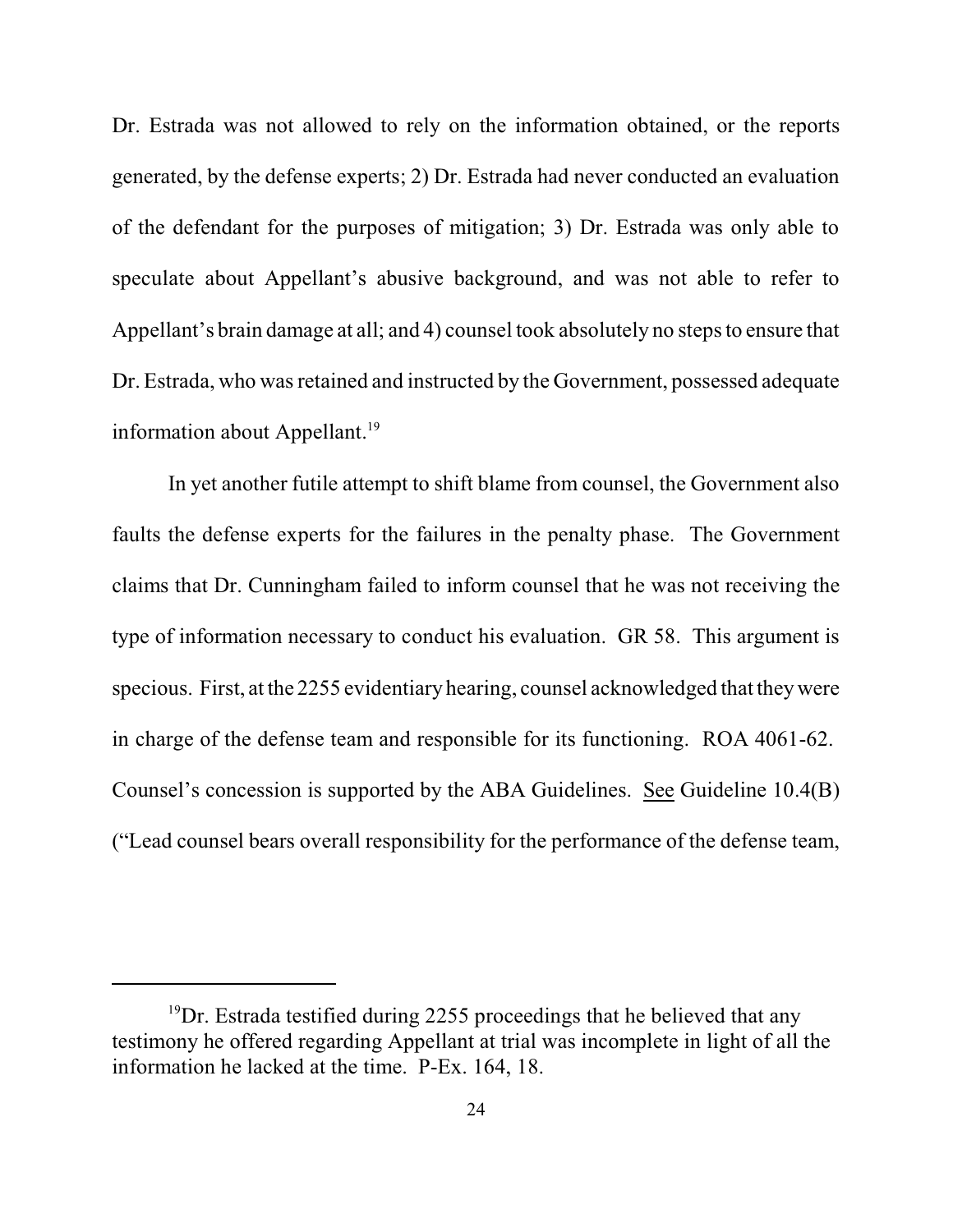Dr. Estrada was not allowed to rely on the information obtained, or the reports generated, by the defense experts; 2) Dr. Estrada had never conducted an evaluation of the defendant for the purposes of mitigation; 3) Dr. Estrada was only able to speculate about Appellant's abusive background, and was not able to refer to Appellant's brain damage at all; and 4) counsel took absolutely no steps to ensure that Dr. Estrada, who was retained and instructed by the Government, possessed adequate information about Appellant.[19]

In yet another futile attempt to shift blame from counsel, the Government also faults the defense experts for the failures in the penalty phase. The Government claims that Dr. Cunningham failed to inform counsel that he was not receiving the type of information necessary to conduct his evaluation. GR 58. This argument is specious. First, at the 2255 evidentiary hearing, counsel acknowledged that they were in charge of the defense team and responsible for its functioning. ROA 4061-62. Counsel's concession is supported by the ABA Guidelines. See Guideline 10.4(B) ("Lead counsel bears overall responsibility for the performance of the defense team,

[19] Dr. Estrada testified during 2255 proceedings that he believed that any testimony he offered regarding Appellant at trial was incomplete in light of all the information he lacked at the time. P-Ex. 164, 18.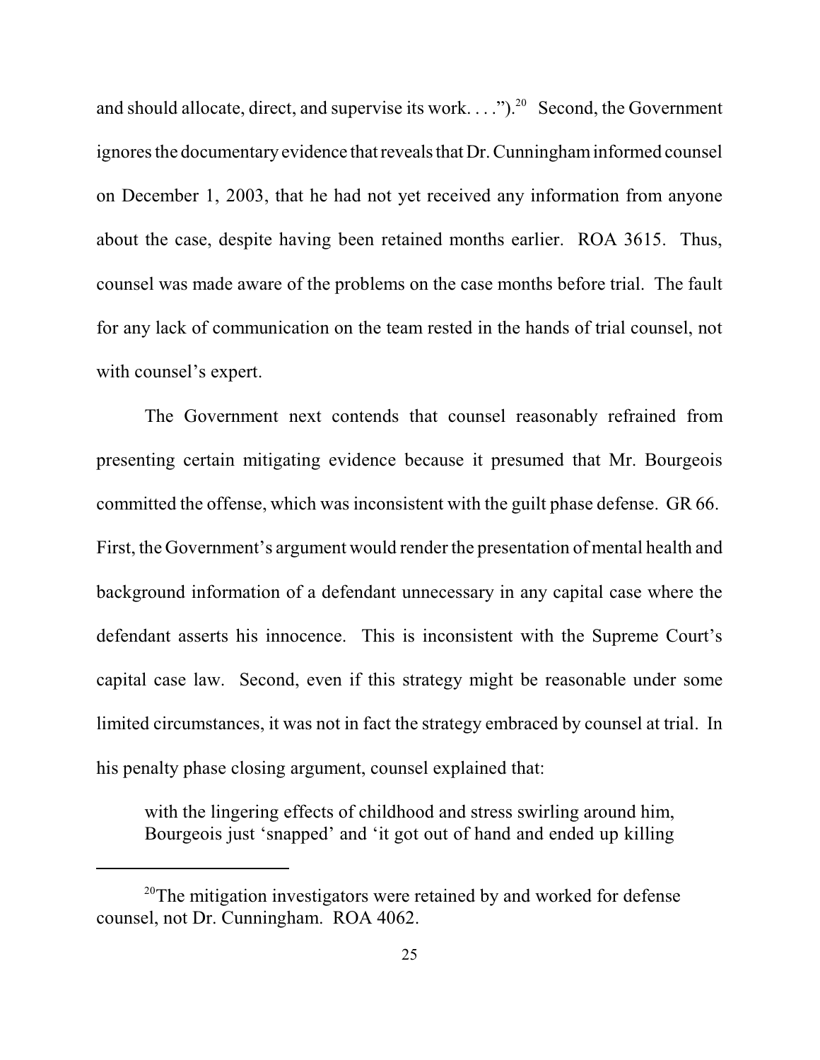and should allocate, direct, and supervise its work. . . .").[20] Second, the Government ignores the documentary evidence that reveals that Dr. Cunningham informed counsel on December 1, 2003, that he had not yet received any information from anyone about the case, despite having been retained months earlier. ROA 3615. Thus, counsel was made aware of the problems on the case months before trial. The fault for any lack of communication on the team rested in the hands of trial counsel, not with counsel's expert.

The Government next contends that counsel reasonably refrained from presenting certain mitigating evidence because it presumed that Mr. Bourgeois committed the offense, which was inconsistent with the guilt phase defense. GR 66. First, the Government's argument would render the presentation of mental health and background information of a defendant unnecessary in any capital case where the defendant asserts his innocence. This is inconsistent with the Supreme Court's capital case law. Second, even if this strategy might be reasonable under some limited circumstances, it was not in fact the strategy embraced by counsel at trial. In his penalty phase closing argument, counsel explained that:

> with the lingering effects of childhood and stress swirling around him, Bourgeois just 'snapped' and 'it got out of hand and ended up killing

[20]The mitigation investigators were retained by and worked for defense counsel, not Dr. Cunningham. ROA 4062.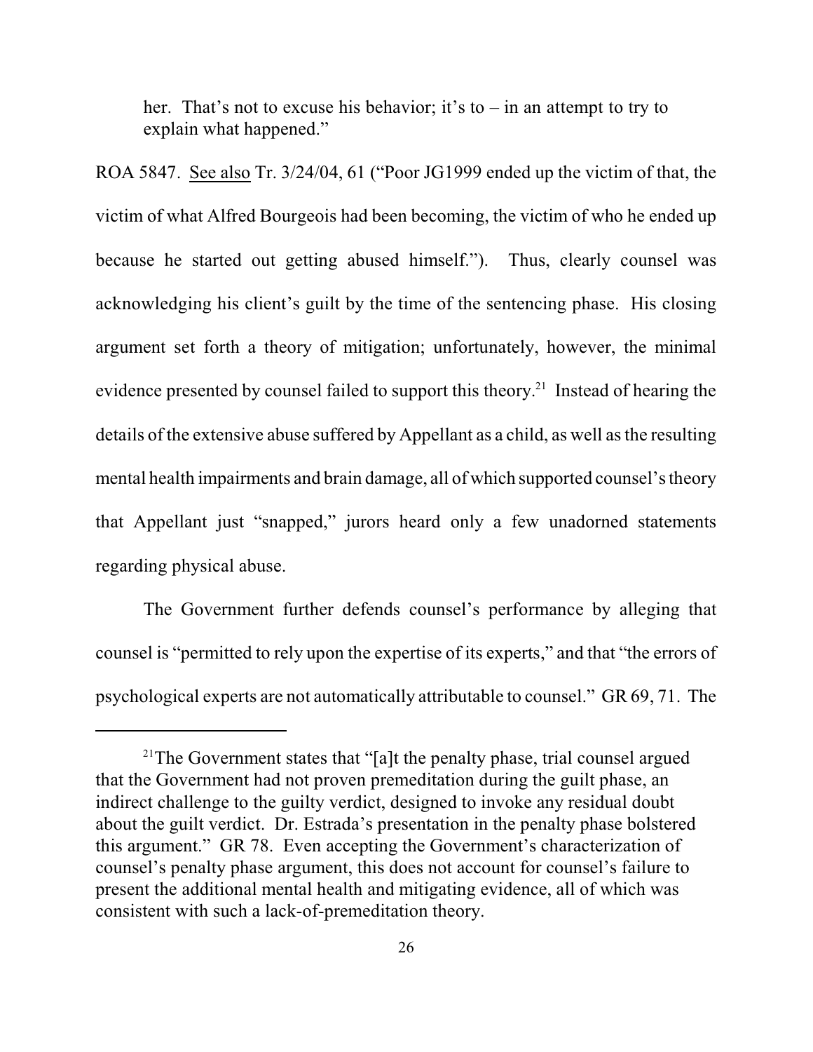her. That's not to excuse his behavior; it's to – in an attempt to try to explain what happened."

ROA 5847. See also Tr. 3/24/04, 61 ("Poor JG1999 ended up the victim of that, the victim of what Alfred Bourgeois had been becoming, the victim of who he ended up because he started out getting abused himself."). Thus, clearly counsel was acknowledging his client's guilt by the time of the sentencing phase. His closing argument set forth a theory of mitigation; unfortunately, however, the minimal evidence presented by counsel failed to support this theory.[21] Instead of hearing the details of the extensive abuse suffered by Appellant as a child, as well as the resulting mental health impairments and brain damage, all of which supported counsel's theory that Appellant just "snapped," jurors heard only a few unadorned statements regarding physical abuse.

The Government further defends counsel's performance by alleging that counsel is "permitted to rely upon the expertise of its experts," and that "the errors of psychological experts are not automatically attributable to counsel." GR 69, 71. The

[21] The Government states that "[a]t the penalty phase, trial counsel argued that the Government had not proven premeditation during the guilt phase, an indirect challenge to the guilty verdict, designed to invoke any residual doubt about the guilt verdict. Dr. Estrada's presentation in the penalty phase bolstered this argument." GR 78. Even accepting the Government's characterization of counsel's penalty phase argument, this does not account for counsel's failure to present the additional mental health and mitigating evidence, all of which was consistent with such a lack-of-premeditation theory.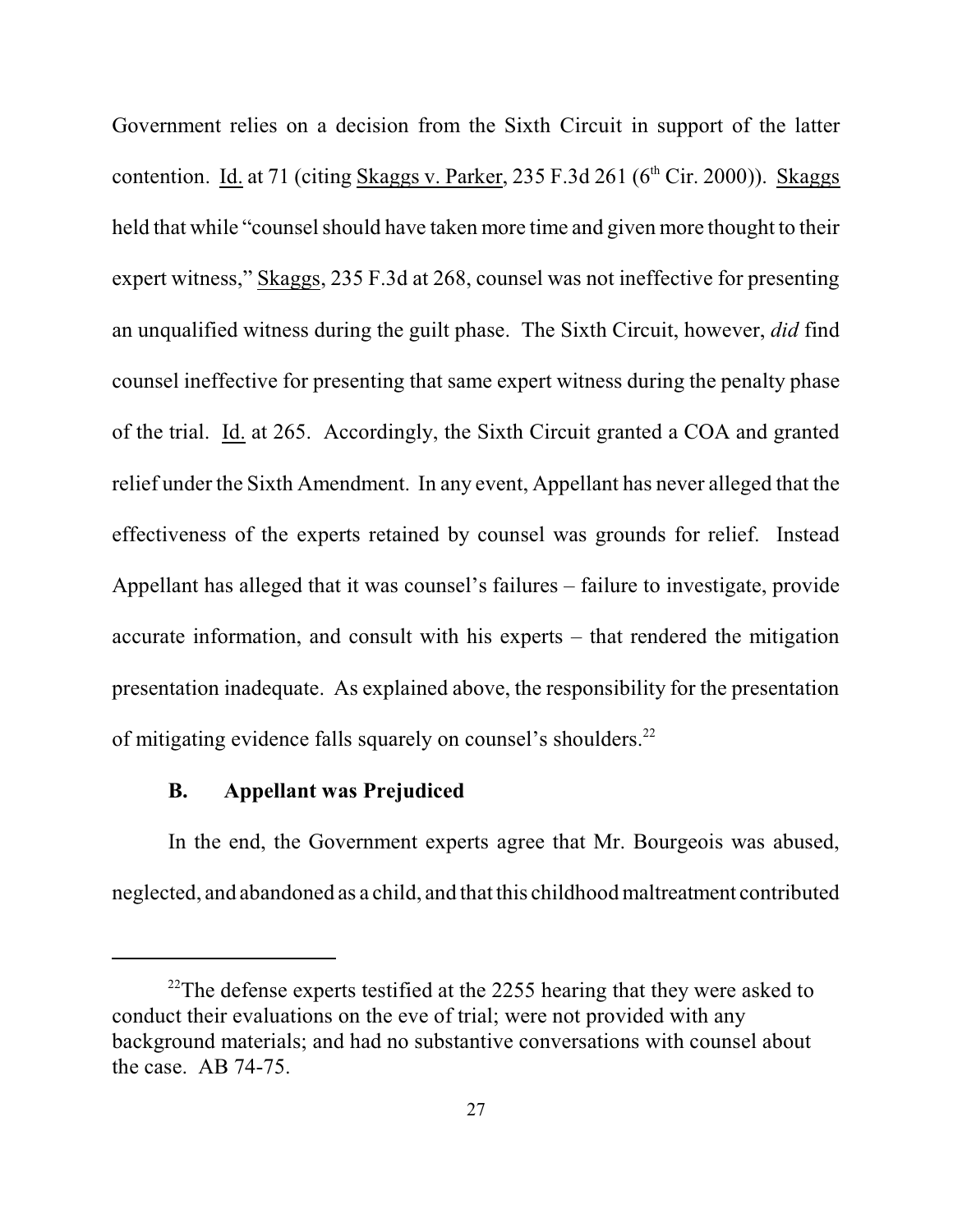Government relies on a decision from the Sixth Circuit in support of the latter contention. Id. at 71 (citing Skaggs v. Parker, 235 F.3d 261 (6th Cir. 2000)). Skaggs held that while "counsel should have taken more time and given more thought to their expert witness," Skaggs, 235 F.3d at 268, counsel was not ineffective for presenting an unqualified witness during the guilt phase. The Sixth Circuit, however, *did* find counsel ineffective for presenting that same expert witness during the penalty phase of the trial. Id. at 265. Accordingly, the Sixth Circuit granted a COA and granted relief under the Sixth Amendment. In any event, Appellant has never alleged that the effectiveness of the experts retained by counsel was grounds for relief. Instead Appellant has alleged that it was counsel's failures – failure to investigate, provide accurate information, and consult with his experts – that rendered the mitigation presentation inadequate. As explained above, the responsibility for the presentation of mitigating evidence falls squarely on counsel's shoulders.[22]

### B. Appellant was Prejudiced

In the end, the Government experts agree that Mr. Bourgeois was abused, neglected, and abandoned as a child, and that this childhood maltreatment contributed

---

[22] The defense experts testified at the 2255 hearing that they were asked to conduct their evaluations on the eve of trial; were not provided with any background materials; and had no substantive conversations with counsel about the case. AB 74-75.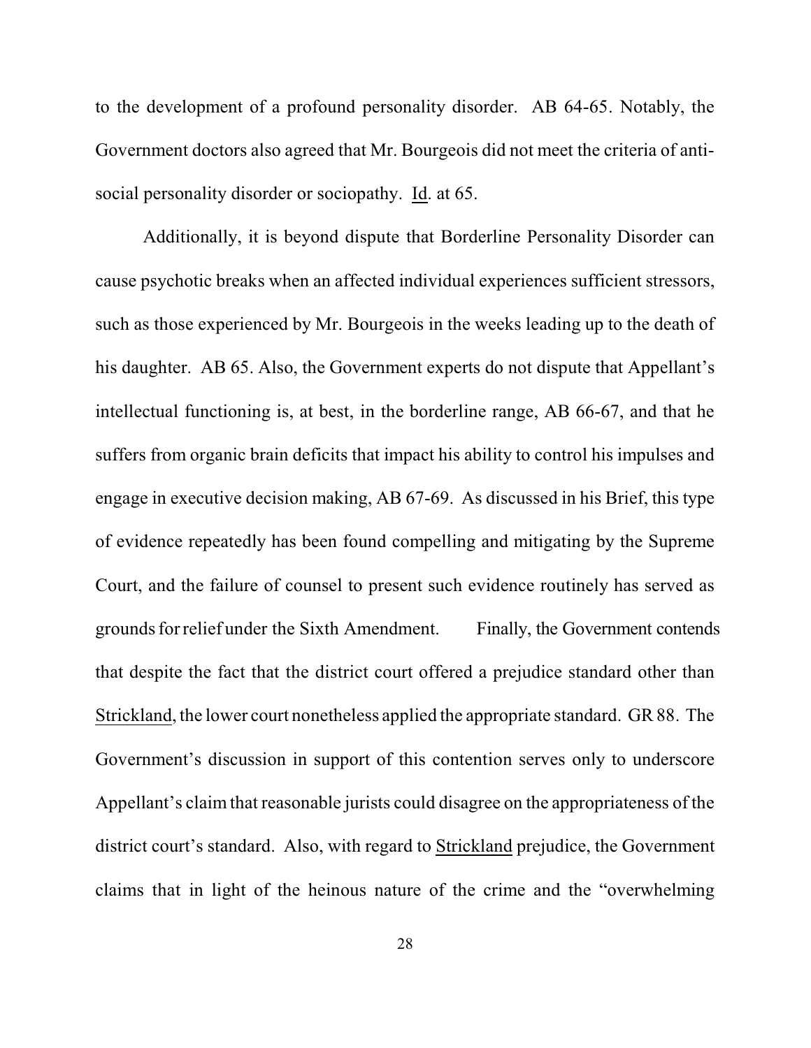to the development of a profound personality disorder. AB 64-65. Notably, the Government doctors also agreed that Mr. Bourgeois did not meet the criteria of anti-social personality disorder or sociopathy. Id. at 65.

Additionally, it is beyond dispute that Borderline Personality Disorder can cause psychotic breaks when an affected individual experiences sufficient stressors, such as those experienced by Mr. Bourgeois in the weeks leading up to the death of his daughter. AB 65. Also, the Government experts do not dispute that Appellant's intellectual functioning is, at best, in the borderline range, AB 66-67, and that he suffers from organic brain deficits that impact his ability to control his impulses and engage in executive decision making, AB 67-69. As discussed in his Brief, this type of evidence repeatedly has been found compelling and mitigating by the Supreme Court, and the failure of counsel to present such evidence routinely has served as grounds for relief under the Sixth Amendment. Finally, the Government contends that despite the fact that the district court offered a prejudice standard other than Strickland, the lower court nonetheless applied the appropriate standard. GR 88. The Government's discussion in support of this contention serves only to underscore Appellant's claim that reasonable jurists could disagree on the appropriateness of the district court's standard. Also, with regard to Strickland prejudice, the Government claims that in light of the heinous nature of the crime and the "overwhelming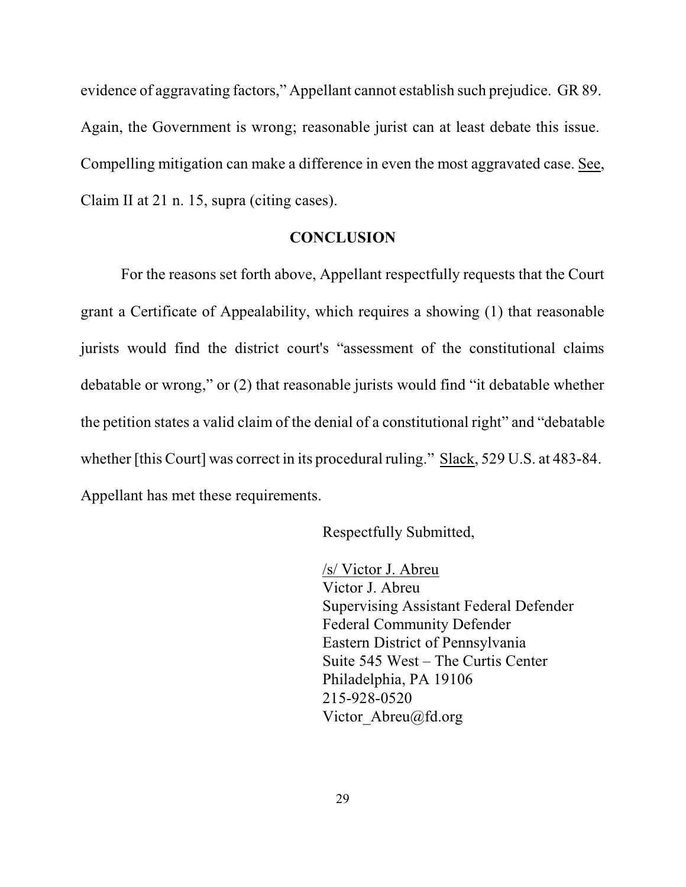evidence of aggravating factors," Appellant cannot establish such prejudice. GR 89. Again, the Government is wrong; reasonable jurist can at least debate this issue. Compelling mitigation can make a difference in even the most aggravated case. See, Claim II at 21 n. 15, supra (citing cases).

## CONCLUSION

For the reasons set forth above, Appellant respectfully requests that the Court grant a Certificate of Appealability, which requires a showing (1) that reasonable jurists would find the district court's "assessment of the constitutional claims debatable or wrong," or (2) that reasonable jurists would find "it debatable whether the petition states a valid claim of the denial of a constitutional right" and "debatable whether [this Court] was correct in its procedural ruling." Slack, 529 U.S. at 483-84. Appellant has met these requirements.

Respectfully Submitted,

/s/ Victor J. Abreu
Victor J. Abreu
Supervising Assistant Federal Defender
Federal Community Defender
Eastern District of Pennsylvania
Suite 545 West – The Curtis Center
Philadelphia, PA 19106
215-928-0520
Victor_Abreu@fd.org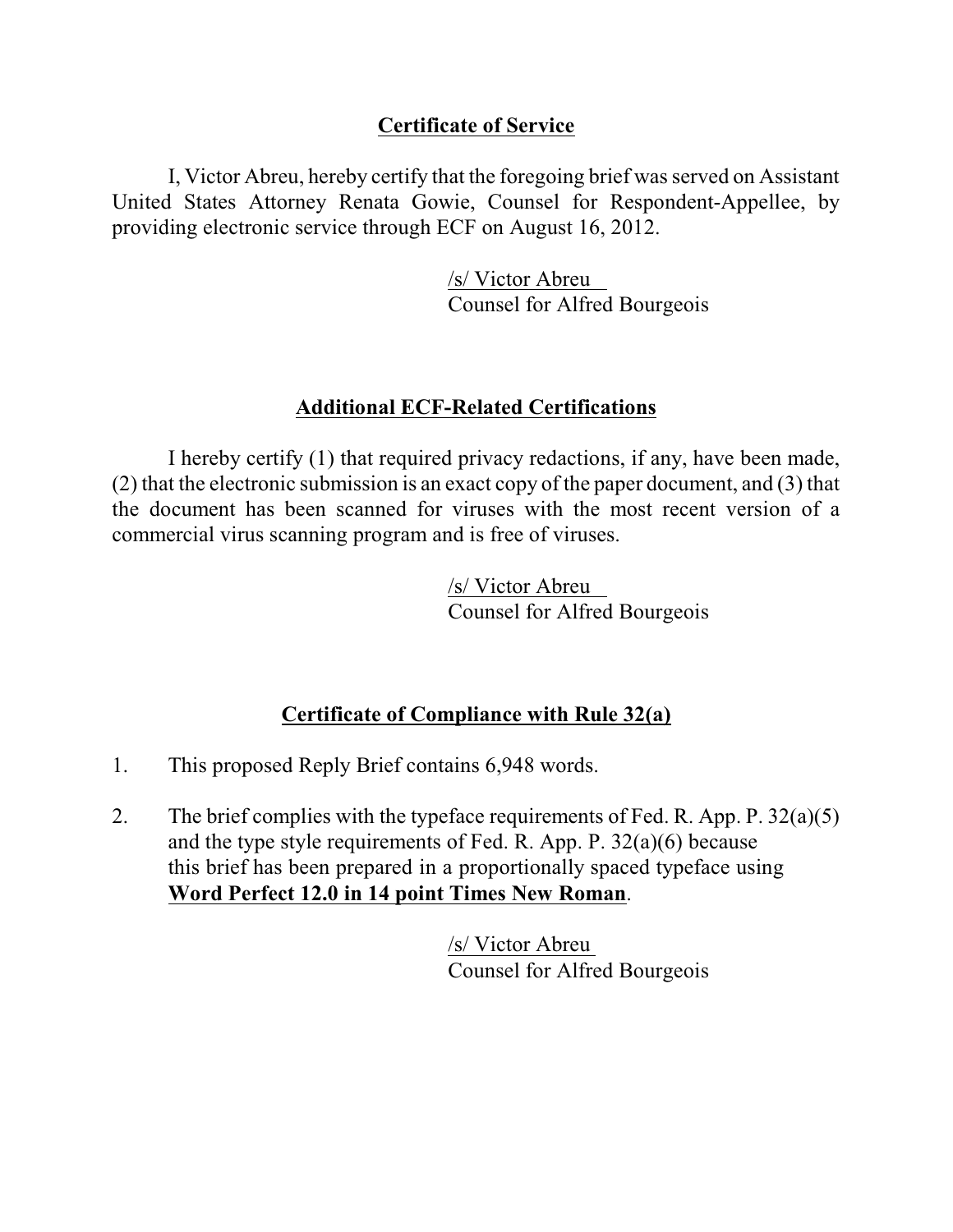## Certificate of Service

I, Victor Abreu, hereby certify that the foregoing brief was served on Assistant United States Attorney Renata Gowie, Counsel for Respondent-Appellee, by providing electronic service through ECF on August 16, 2012.

/s/ Victor Abreu
Counsel for Alfred Bourgeois

## Additional ECF-Related Certifications

I hereby certify (1) that required privacy redactions, if any, have been made, (2) that the electronic submission is an exact copy of the paper document, and (3) that the document has been scanned for viruses with the most recent version of a commercial virus scanning program and is free of viruses.

/s/ Victor Abreu
Counsel for Alfred Bourgeois

## Certificate of Compliance with Rule 32(a)

1. This proposed Reply Brief contains 6,948 words.

2. The brief complies with the typeface requirements of Fed. R. App. P. 32(a)(5) and the type style requirements of Fed. R. App. P. 32(a)(6) because this brief has been prepared in a proportionally spaced typeface using **Word Perfect 12.0 in 14 point Times New Roman**.

/s/ Victor Abreu
Counsel for Alfred Bourgeois